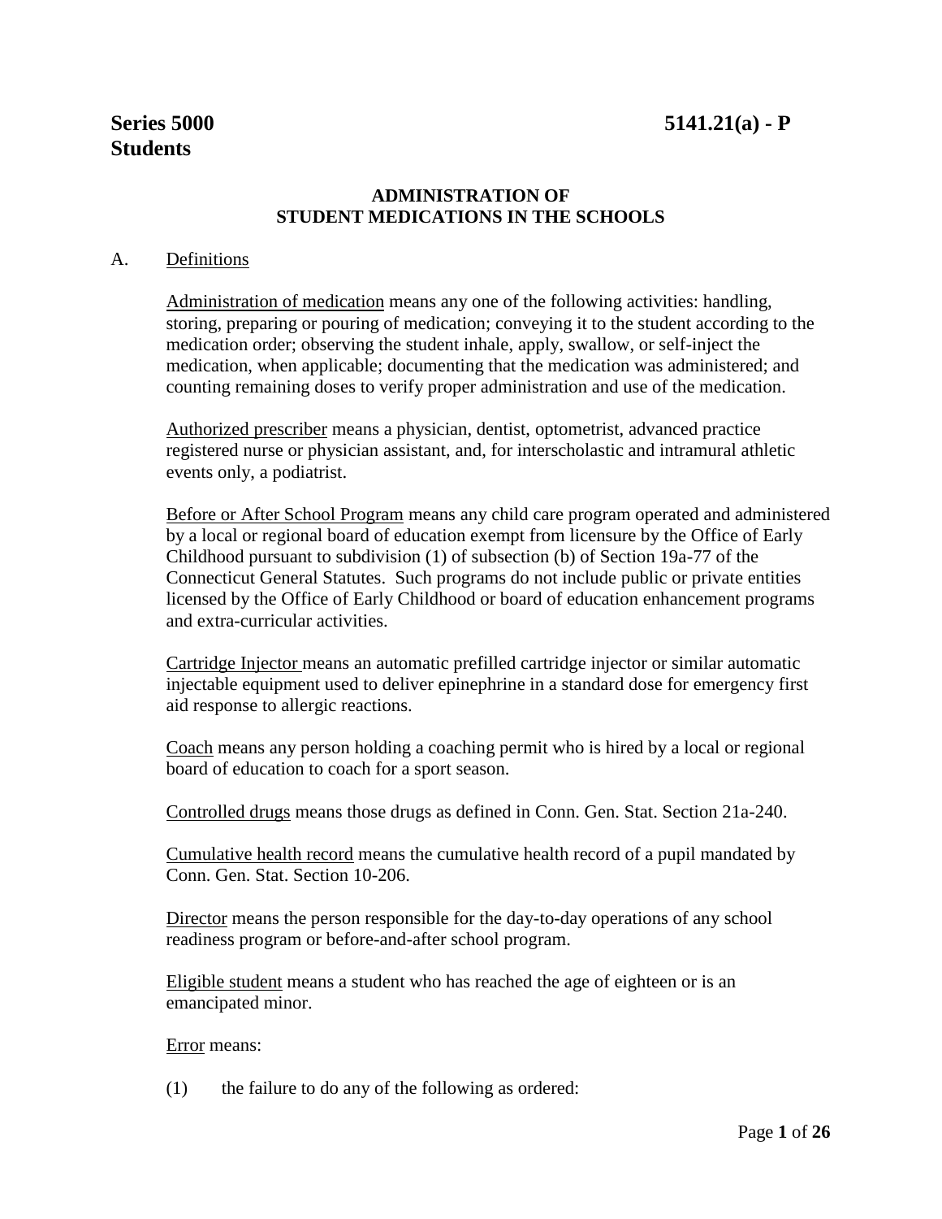**Series 5000**
**Students**

**5141.21(a) - P**

## ADMINISTRATION OF STUDENT MEDICATIONS IN THE SCHOOLS

A. Definitions

Administration of medication means any one of the following activities: handling, storing, preparing or pouring of medication; conveying it to the student according to the medication order; observing the student inhale, apply, swallow, or self-inject the medication, when applicable; documenting that the medication was administered; and counting remaining doses to verify proper administration and use of the medication.

Authorized prescriber means a physician, dentist, optometrist, advanced practice registered nurse or physician assistant, and, for interscholastic and intramural athletic events only, a podiatrist.

Before or After School Program means any child care program operated and administered by a local or regional board of education exempt from licensure by the Office of Early Childhood pursuant to subdivision (1) of subsection (b) of Section 19a-77 of the Connecticut General Statutes. Such programs do not include public or private entities licensed by the Office of Early Childhood or board of education enhancement programs and extra-curricular activities.

Cartridge Injector means an automatic prefilled cartridge injector or similar automatic injectable equipment used to deliver epinephrine in a standard dose for emergency first aid response to allergic reactions.

Coach means any person holding a coaching permit who is hired by a local or regional board of education to coach for a sport season.

Controlled drugs means those drugs as defined in Conn. Gen. Stat. Section 21a-240.

Cumulative health record means the cumulative health record of a pupil mandated by Conn. Gen. Stat. Section 10-206.

Director means the person responsible for the day-to-day operations of any school readiness program or before-and-after school program.

Eligible student means a student who has reached the age of eighteen or is an emancipated minor.

Error means:

(1) the failure to do any of the following as ordered: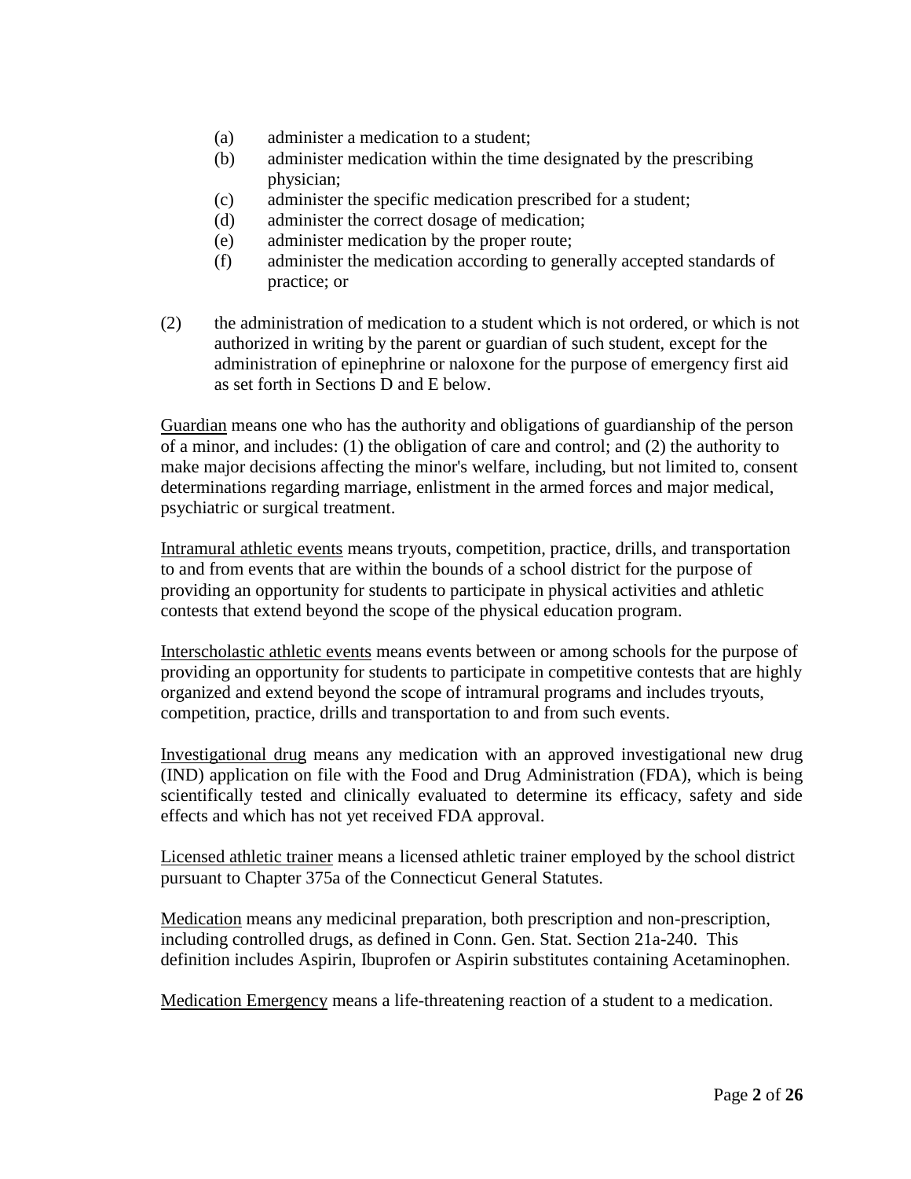(a) administer a medication to a student;
(b) administer medication within the time designated by the prescribing physician;
(c) administer the specific medication prescribed for a student;
(d) administer the correct dosage of medication;
(e) administer medication by the proper route;
(f) administer the medication according to generally accepted standards of practice; or

(2) the administration of medication to a student which is not ordered, or which is not authorized in writing by the parent or guardian of such student, except for the administration of epinephrine or naloxone for the purpose of emergency first aid as set forth in Sections D and E below.

<u>Guardian</u> means one who has the authority and obligations of guardianship of the person of a minor, and includes: (1) the obligation of care and control; and (2) the authority to make major decisions affecting the minor's welfare, including, but not limited to, consent determinations regarding marriage, enlistment in the armed forces and major medical, psychiatric or surgical treatment.

<u>Intramural athletic events</u> means tryouts, competition, practice, drills, and transportation to and from events that are within the bounds of a school district for the purpose of providing an opportunity for students to participate in physical activities and athletic contests that extend beyond the scope of the physical education program.

<u>Interscholastic athletic events</u> means events between or among schools for the purpose of providing an opportunity for students to participate in competitive contests that are highly organized and extend beyond the scope of intramural programs and includes tryouts, competition, practice, drills and transportation to and from such events.

<u>Investigational drug</u> means any medication with an approved investigational new drug (IND) application on file with the Food and Drug Administration (FDA), which is being scientifically tested and clinically evaluated to determine its efficacy, safety and side effects and which has not yet received FDA approval.

<u>Licensed athletic trainer</u> means a licensed athletic trainer employed by the school district pursuant to Chapter 375a of the Connecticut General Statutes.

<u>Medication</u> means any medicinal preparation, both prescription and non-prescription, including controlled drugs, as defined in Conn. Gen. Stat. Section 21a-240. This definition includes Aspirin, Ibuprofen or Aspirin substitutes containing Acetaminophen.

<u>Medication Emergency</u> means a life-threatening reaction of a student to a medication.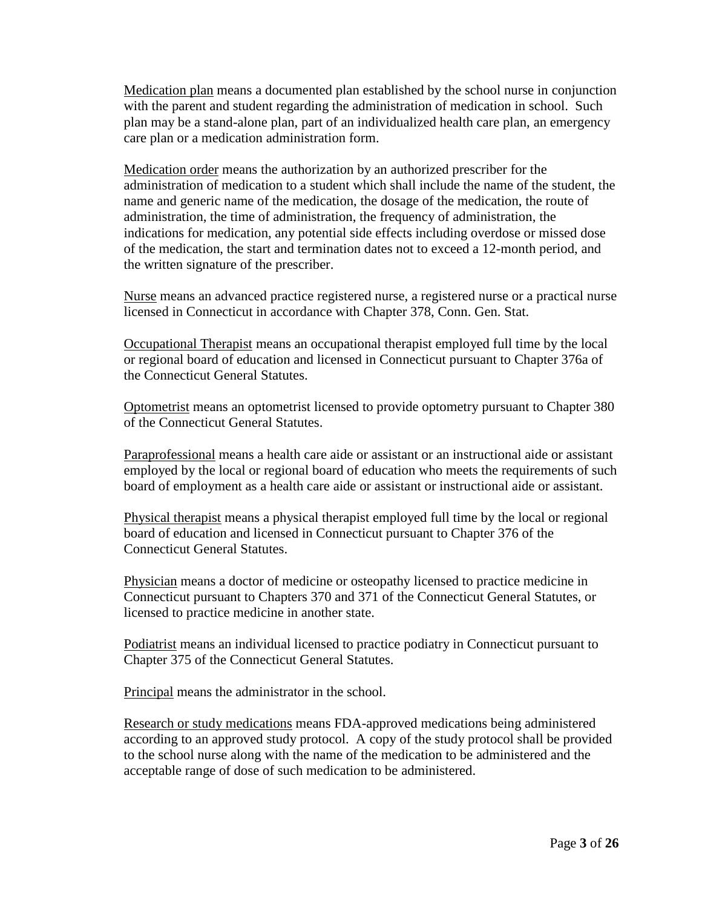<u>Medication plan</u> means a documented plan established by the school nurse in conjunction with the parent and student regarding the administration of medication in school. Such plan may be a stand-alone plan, part of an individualized health care plan, an emergency care plan or a medication administration form.

<u>Medication order</u> means the authorization by an authorized prescriber for the administration of medication to a student which shall include the name of the student, the name and generic name of the medication, the dosage of the medication, the route of administration, the time of administration, the frequency of administration, the indications for medication, any potential side effects including overdose or missed dose of the medication, the start and termination dates not to exceed a 12-month period, and the written signature of the prescriber.

<u>Nurse</u> means an advanced practice registered nurse, a registered nurse or a practical nurse licensed in Connecticut in accordance with Chapter 378, Conn. Gen. Stat.

<u>Occupational Therapist</u> means an occupational therapist employed full time by the local or regional board of education and licensed in Connecticut pursuant to Chapter 376a of the Connecticut General Statutes.

<u>Optometrist</u> means an optometrist licensed to provide optometry pursuant to Chapter 380 of the Connecticut General Statutes.

<u>Paraprofessional</u> means a health care aide or assistant or an instructional aide or assistant employed by the local or regional board of education who meets the requirements of such board of employment as a health care aide or assistant or instructional aide or assistant.

<u>Physical therapist</u> means a physical therapist employed full time by the local or regional board of education and licensed in Connecticut pursuant to Chapter 376 of the Connecticut General Statutes.

<u>Physician</u> means a doctor of medicine or osteopathy licensed to practice medicine in Connecticut pursuant to Chapters 370 and 371 of the Connecticut General Statutes, or licensed to practice medicine in another state.

<u>Podiatrist</u> means an individual licensed to practice podiatry in Connecticut pursuant to Chapter 375 of the Connecticut General Statutes.

<u>Principal</u> means the administrator in the school.

<u>Research or study medications</u> means FDA-approved medications being administered according to an approved study protocol. A copy of the study protocol shall be provided to the school nurse along with the name of the medication to be administered and the acceptable range of dose of such medication to be administered.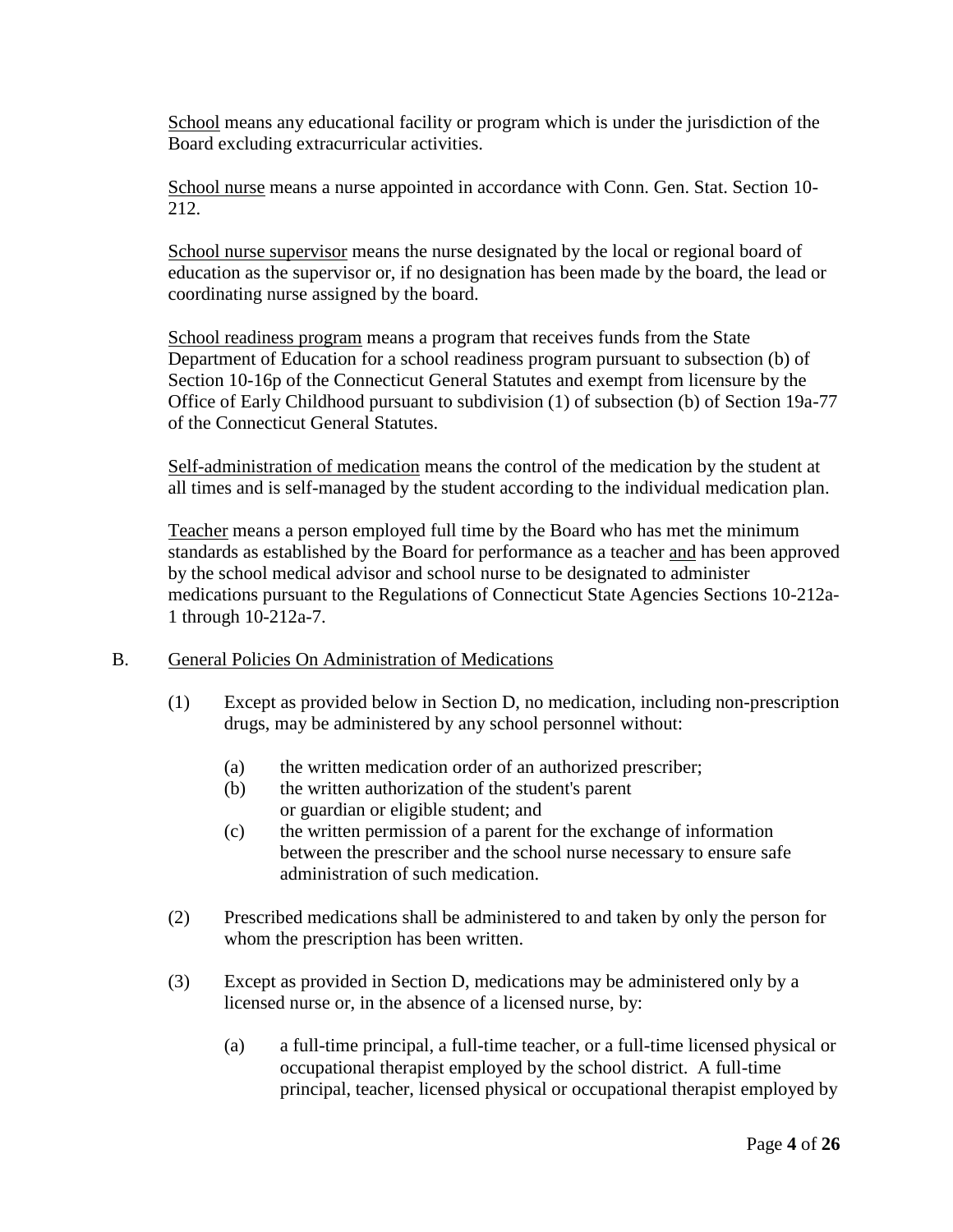School means any educational facility or program which is under the jurisdiction of the Board excluding extracurricular activities.

School nurse means a nurse appointed in accordance with Conn. Gen. Stat. Section 10-212.

School nurse supervisor means the nurse designated by the local or regional board of education as the supervisor or, if no designation has been made by the board, the lead or coordinating nurse assigned by the board.

School readiness program means a program that receives funds from the State Department of Education for a school readiness program pursuant to subsection (b) of Section 10-16p of the Connecticut General Statutes and exempt from licensure by the Office of Early Childhood pursuant to subdivision (1) of subsection (b) of Section 19a-77 of the Connecticut General Statutes.

Self-administration of medication means the control of the medication by the student at all times and is self-managed by the student according to the individual medication plan.

Teacher means a person employed full time by the Board who has met the minimum standards as established by the Board for performance as a teacher and has been approved by the school medical advisor and school nurse to be designated to administer medications pursuant to the Regulations of Connecticut State Agencies Sections 10-212a-1 through 10-212a-7.

B. General Policies On Administration of Medications

(1) Except as provided below in Section D, no medication, including non-prescription drugs, may be administered by any school personnel without:

(a) the written medication order of an authorized prescriber;
(b) the written authorization of the student's parent or guardian or eligible student; and
(c) the written permission of a parent for the exchange of information between the prescriber and the school nurse necessary to ensure safe administration of such medication.

(2) Prescribed medications shall be administered to and taken by only the person for whom the prescription has been written.

(3) Except as provided in Section D, medications may be administered only by a licensed nurse or, in the absence of a licensed nurse, by:

(a) a full-time principal, a full-time teacher, or a full-time licensed physical or occupational therapist employed by the school district. A full-time principal, teacher, licensed physical or occupational therapist employed by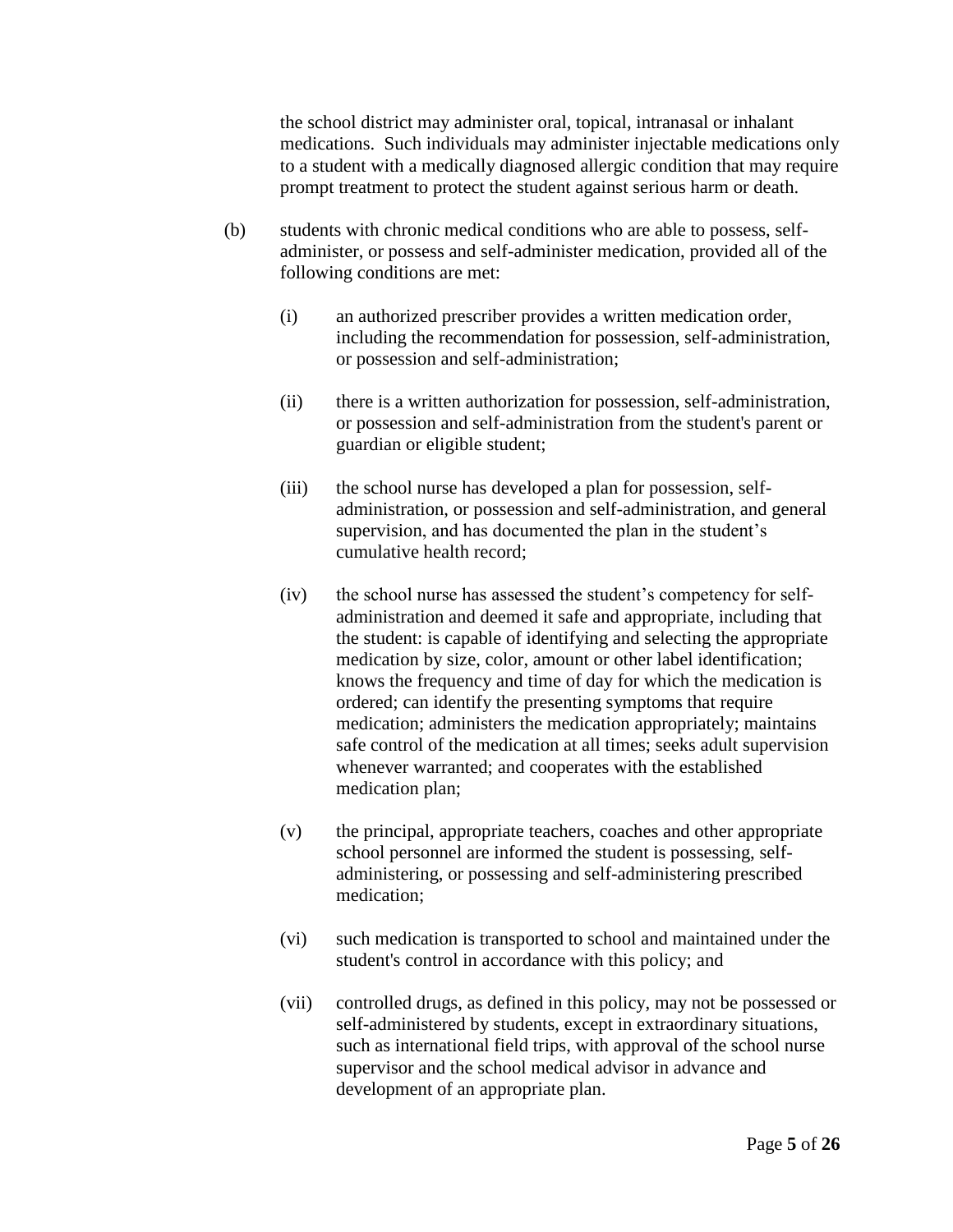the school district may administer oral, topical, intranasal or inhalant medications. Such individuals may administer injectable medications only to a student with a medically diagnosed allergic condition that may require prompt treatment to protect the student against serious harm or death.

(b) students with chronic medical conditions who are able to possess, self-administer, or possess and self-administer medication, provided all of the following conditions are met:

(i) an authorized prescriber provides a written medication order, including the recommendation for possession, self-administration, or possession and self-administration;

(ii) there is a written authorization for possession, self-administration, or possession and self-administration from the student's parent or guardian or eligible student;

(iii) the school nurse has developed a plan for possession, self-administration, or possession and self-administration, and general supervision, and has documented the plan in the student's cumulative health record;

(iv) the school nurse has assessed the student's competency for self-administration and deemed it safe and appropriate, including that the student: is capable of identifying and selecting the appropriate medication by size, color, amount or other label identification; knows the frequency and time of day for which the medication is ordered; can identify the presenting symptoms that require medication; administers the medication appropriately; maintains safe control of the medication at all times; seeks adult supervision whenever warranted; and cooperates with the established medication plan;

(v) the principal, appropriate teachers, coaches and other appropriate school personnel are informed the student is possessing, self-administering, or possessing and self-administering prescribed medication;

(vi) such medication is transported to school and maintained under the student's control in accordance with this policy; and

(vii) controlled drugs, as defined in this policy, may not be possessed or self-administered by students, except in extraordinary situations, such as international field trips, with approval of the school nurse supervisor and the school medical advisor in advance and development of an appropriate plan.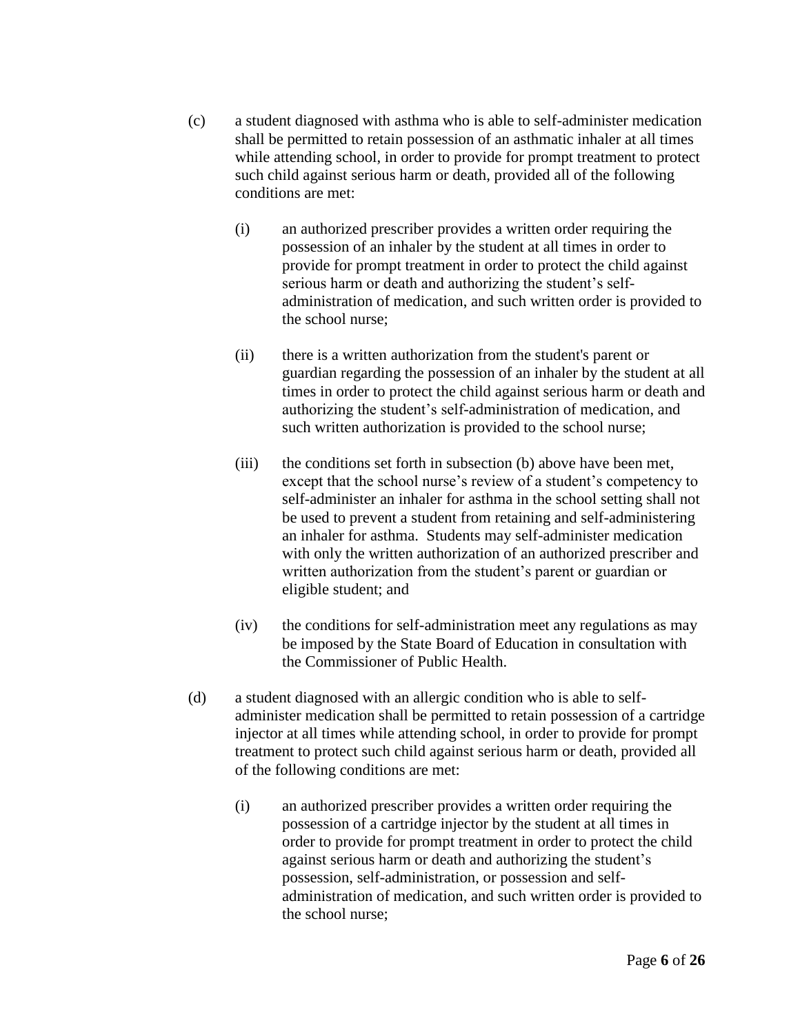(c) a student diagnosed with asthma who is able to self-administer medication shall be permitted to retain possession of an asthmatic inhaler at all times while attending school, in order to provide for prompt treatment to protect such child against serious harm or death, provided all of the following conditions are met:

  (i) an authorized prescriber provides a written order requiring the possession of an inhaler by the student at all times in order to provide for prompt treatment in order to protect the child against serious harm or death and authorizing the student's self-administration of medication, and such written order is provided to the school nurse;

  (ii) there is a written authorization from the student's parent or guardian regarding the possession of an inhaler by the student at all times in order to protect the child against serious harm or death and authorizing the student's self-administration of medication, and such written authorization is provided to the school nurse;

  (iii) the conditions set forth in subsection (b) above have been met, except that the school nurse's review of a student's competency to self-administer an inhaler for asthma in the school setting shall not be used to prevent a student from retaining and self-administering an inhaler for asthma. Students may self-administer medication with only the written authorization of an authorized prescriber and written authorization from the student's parent or guardian or eligible student; and

  (iv) the conditions for self-administration meet any regulations as may be imposed by the State Board of Education in consultation with the Commissioner of Public Health.

(d) a student diagnosed with an allergic condition who is able to self-administer medication shall be permitted to retain possession of a cartridge injector at all times while attending school, in order to provide for prompt treatment to protect such child against serious harm or death, provided all of the following conditions are met:

  (i) an authorized prescriber provides a written order requiring the possession of a cartridge injector by the student at all times in order to provide for prompt treatment in order to protect the child against serious harm or death and authorizing the student's possession, self-administration, or possession and self-administration of medication, and such written order is provided to the school nurse;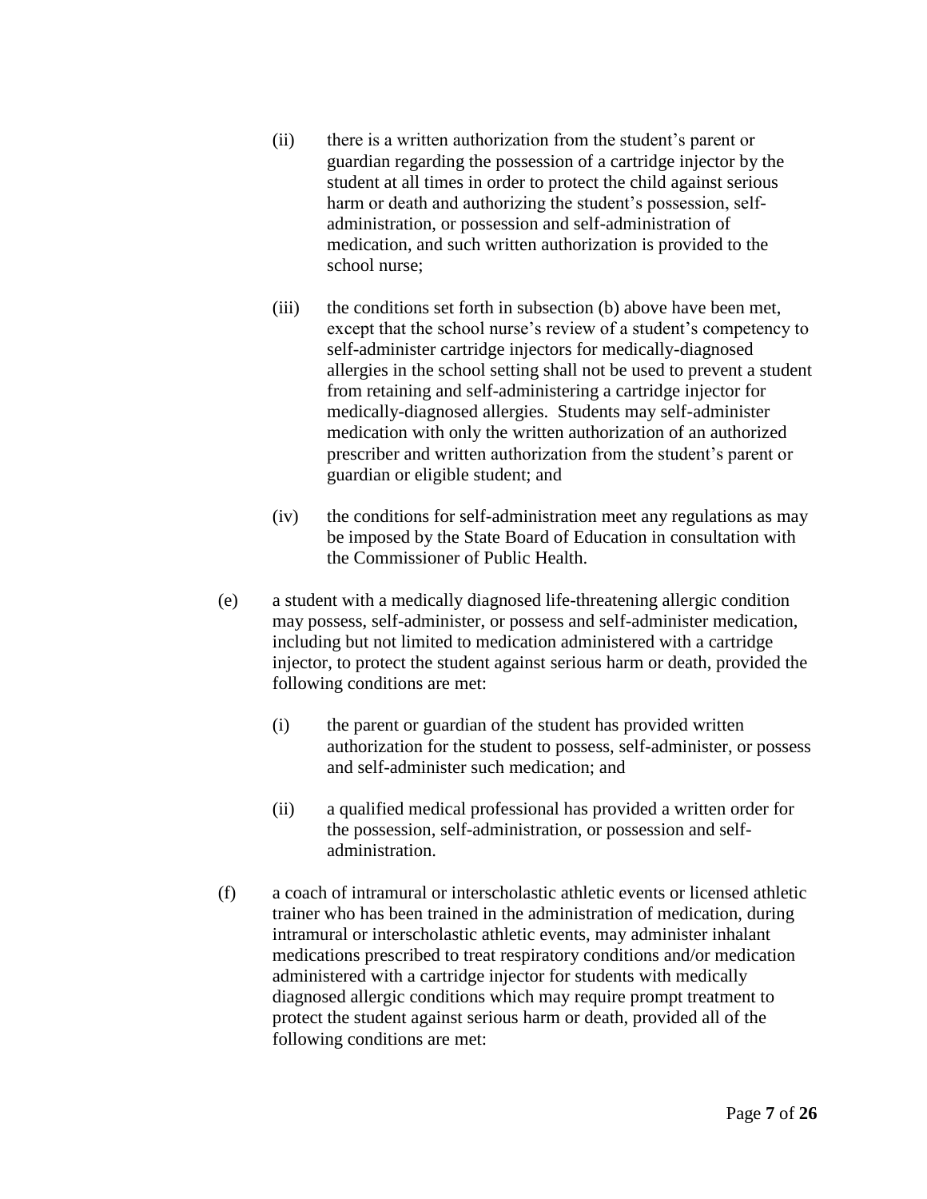(ii) there is a written authorization from the student's parent or guardian regarding the possession of a cartridge injector by the student at all times in order to protect the child against serious harm or death and authorizing the student's possession, self-administration, or possession and self-administration of medication, and such written authorization is provided to the school nurse;

(iii) the conditions set forth in subsection (b) above have been met, except that the school nurse's review of a student's competency to self-administer cartridge injectors for medically-diagnosed allergies in the school setting shall not be used to prevent a student from retaining and self-administering a cartridge injector for medically-diagnosed allergies. Students may self-administer medication with only the written authorization of an authorized prescriber and written authorization from the student's parent or guardian or eligible student; and

(iv) the conditions for self-administration meet any regulations as may be imposed by the State Board of Education in consultation with the Commissioner of Public Health.

(e) a student with a medically diagnosed life-threatening allergic condition may possess, self-administer, or possess and self-administer medication, including but not limited to medication administered with a cartridge injector, to protect the student against serious harm or death, provided the following conditions are met:

(i) the parent or guardian of the student has provided written authorization for the student to possess, self-administer, or possess and self-administer such medication; and

(ii) a qualified medical professional has provided a written order for the possession, self-administration, or possession and self-administration.

(f) a coach of intramural or interscholastic athletic events or licensed athletic trainer who has been trained in the administration of medication, during intramural or interscholastic athletic events, may administer inhalant medications prescribed to treat respiratory conditions and/or medication administered with a cartridge injector for students with medically diagnosed allergic conditions which may require prompt treatment to protect the student against serious harm or death, provided all of the following conditions are met: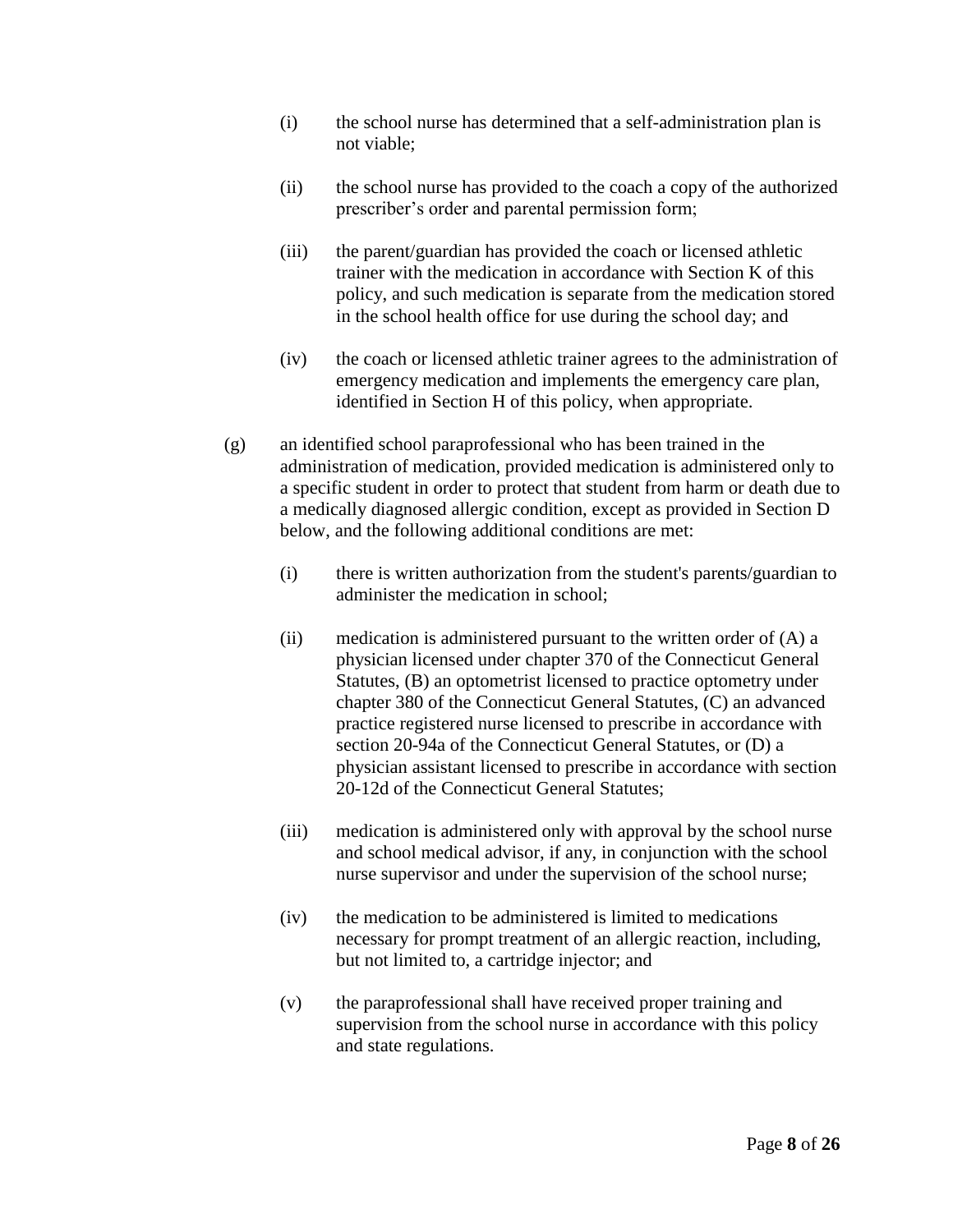(i) the school nurse has determined that a self-administration plan is not viable;

(ii) the school nurse has provided to the coach a copy of the authorized prescriber's order and parental permission form;

(iii) the parent/guardian has provided the coach or licensed athletic trainer with the medication in accordance with Section K of this policy, and such medication is separate from the medication stored in the school health office for use during the school day; and

(iv) the coach or licensed athletic trainer agrees to the administration of emergency medication and implements the emergency care plan, identified in Section H of this policy, when appropriate.

(g) an identified school paraprofessional who has been trained in the administration of medication, provided medication is administered only to a specific student in order to protect that student from harm or death due to a medically diagnosed allergic condition, except as provided in Section D below, and the following additional conditions are met:

(i) there is written authorization from the student's parents/guardian to administer the medication in school;

(ii) medication is administered pursuant to the written order of (A) a physician licensed under chapter 370 of the Connecticut General Statutes, (B) an optometrist licensed to practice optometry under chapter 380 of the Connecticut General Statutes, (C) an advanced practice registered nurse licensed to prescribe in accordance with section 20-94a of the Connecticut General Statutes, or (D) a physician assistant licensed to prescribe in accordance with section 20-12d of the Connecticut General Statutes;

(iii) medication is administered only with approval by the school nurse and school medical advisor, if any, in conjunction with the school nurse supervisor and under the supervision of the school nurse;

(iv) the medication to be administered is limited to medications necessary for prompt treatment of an allergic reaction, including, but not limited to, a cartridge injector; and

(v) the paraprofessional shall have received proper training and supervision from the school nurse in accordance with this policy and state regulations.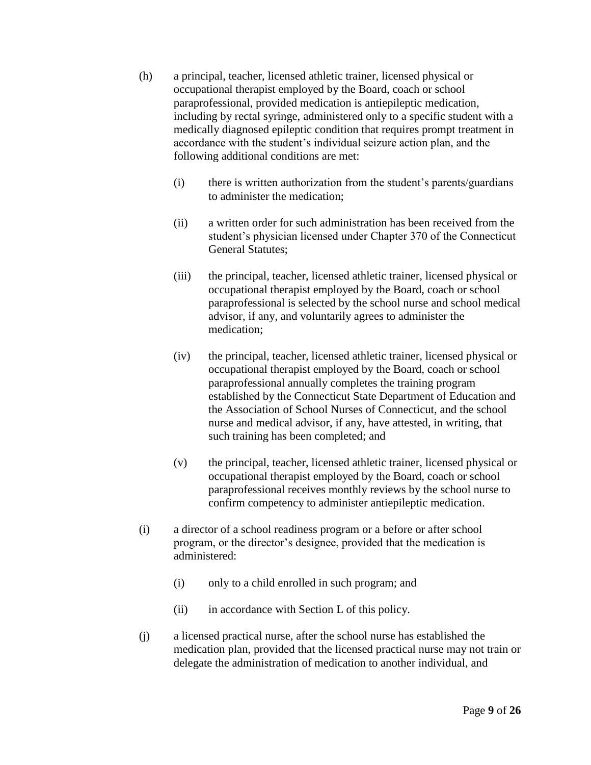(h) a principal, teacher, licensed athletic trainer, licensed physical or occupational therapist employed by the Board, coach or school paraprofessional, provided medication is antiepileptic medication, including by rectal syringe, administered only to a specific student with a medically diagnosed epileptic condition that requires prompt treatment in accordance with the student's individual seizure action plan, and the following additional conditions are met:

   (i) there is written authorization from the student's parents/guardians to administer the medication;

   (ii) a written order for such administration has been received from the student's physician licensed under Chapter 370 of the Connecticut General Statutes;

   (iii) the principal, teacher, licensed athletic trainer, licensed physical or occupational therapist employed by the Board, coach or school paraprofessional is selected by the school nurse and school medical advisor, if any, and voluntarily agrees to administer the medication;

   (iv) the principal, teacher, licensed athletic trainer, licensed physical or occupational therapist employed by the Board, coach or school paraprofessional annually completes the training program established by the Connecticut State Department of Education and the Association of School Nurses of Connecticut, and the school nurse and medical advisor, if any, have attested, in writing, that such training has been completed; and

   (v) the principal, teacher, licensed athletic trainer, licensed physical or occupational therapist employed by the Board, coach or school paraprofessional receives monthly reviews by the school nurse to confirm competency to administer antiepileptic medication.

(i) a director of a school readiness program or a before or after school program, or the director's designee, provided that the medication is administered:

   (i) only to a child enrolled in such program; and

   (ii) in accordance with Section L of this policy.

(j) a licensed practical nurse, after the school nurse has established the medication plan, provided that the licensed practical nurse may not train or delegate the administration of medication to another individual, and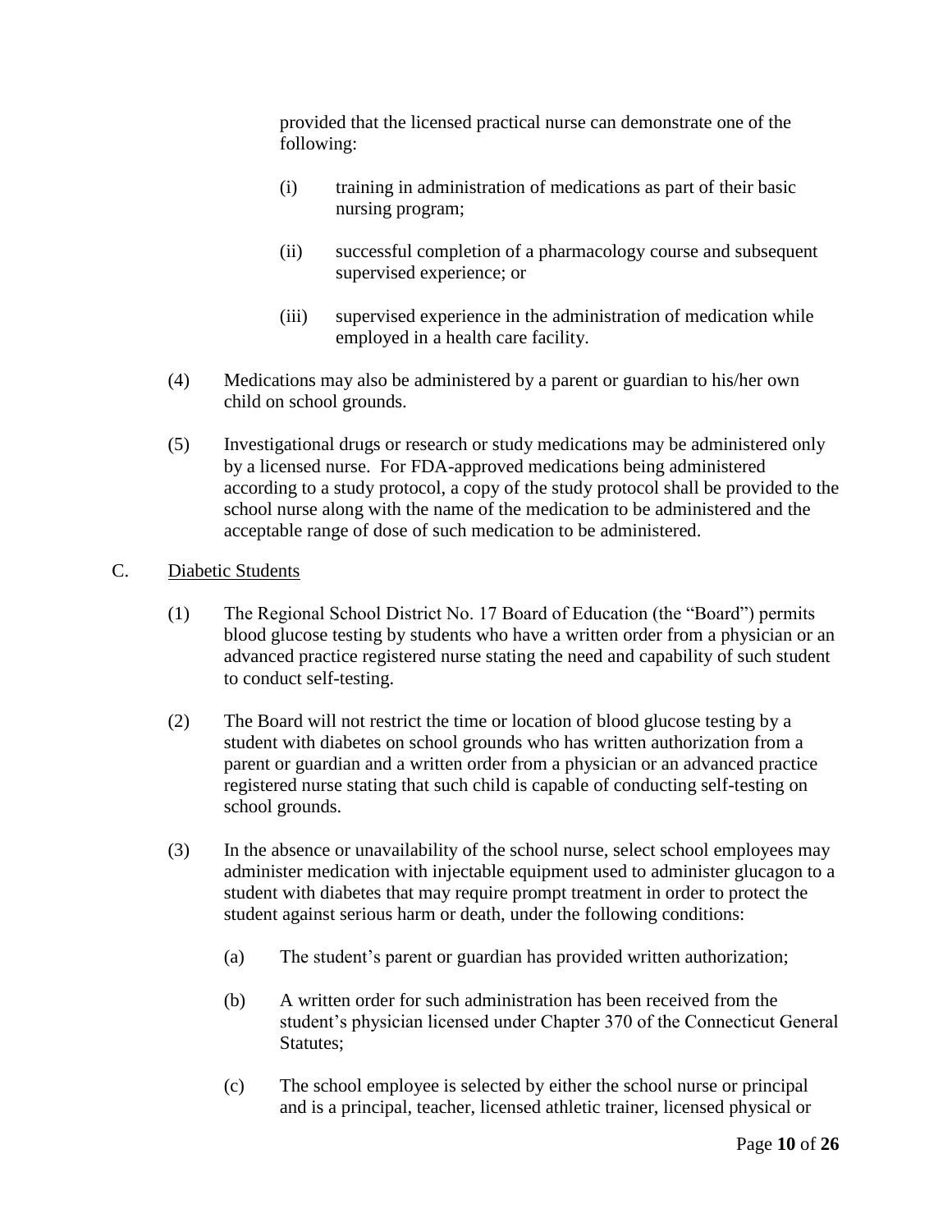provided that the licensed practical nurse can demonstrate one of the following:

(i) training in administration of medications as part of their basic nursing program;

(ii) successful completion of a pharmacology course and subsequent supervised experience; or

(iii) supervised experience in the administration of medication while employed in a health care facility.

(4) Medications may also be administered by a parent or guardian to his/her own child on school grounds.

(5) Investigational drugs or research or study medications may be administered only by a licensed nurse. For FDA-approved medications being administered according to a study protocol, a copy of the study protocol shall be provided to the school nurse along with the name of the medication to be administered and the acceptable range of dose of such medication to be administered.

C. Diabetic Students

(1) The Regional School District No. 17 Board of Education (the "Board") permits blood glucose testing by students who have a written order from a physician or an advanced practice registered nurse stating the need and capability of such student to conduct self-testing.

(2) The Board will not restrict the time or location of blood glucose testing by a student with diabetes on school grounds who has written authorization from a parent or guardian and a written order from a physician or an advanced practice registered nurse stating that such child is capable of conducting self-testing on school grounds.

(3) In the absence or unavailability of the school nurse, select school employees may administer medication with injectable equipment used to administer glucagon to a student with diabetes that may require prompt treatment in order to protect the student against serious harm or death, under the following conditions:

(a) The student's parent or guardian has provided written authorization;

(b) A written order for such administration has been received from the student's physician licensed under Chapter 370 of the Connecticut General Statutes;

(c) The school employee is selected by either the school nurse or principal and is a principal, teacher, licensed athletic trainer, licensed physical or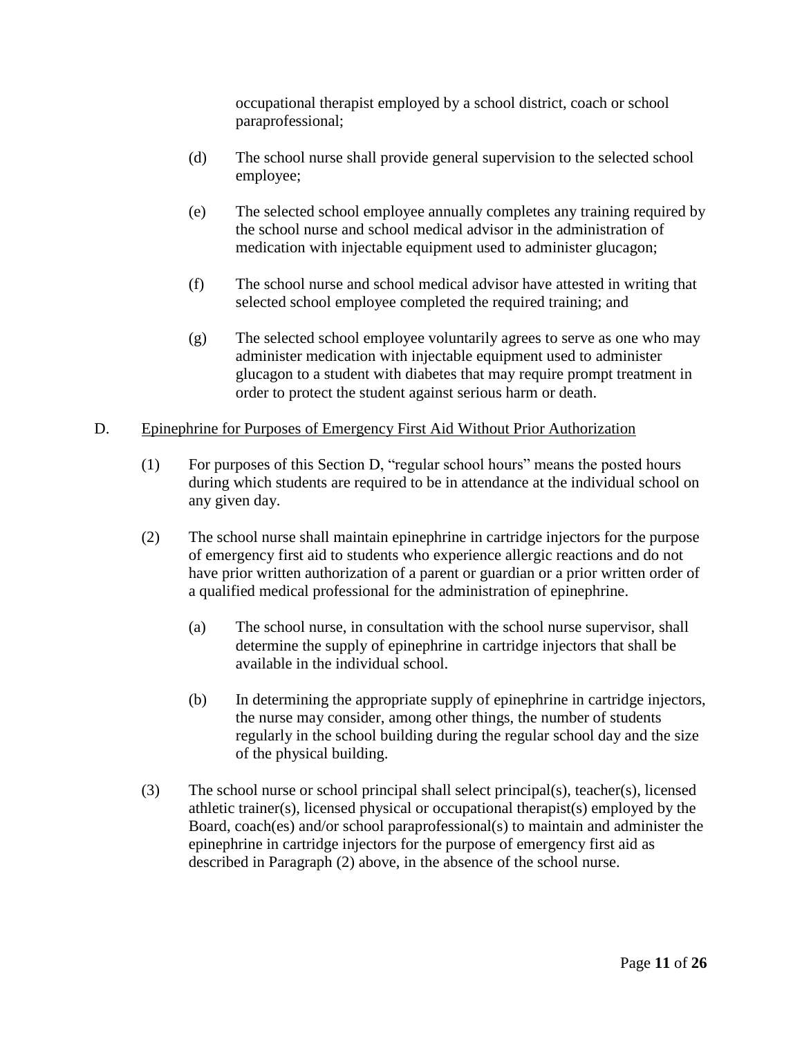occupational therapist employed by a school district, coach or school paraprofessional;

(d) The school nurse shall provide general supervision to the selected school employee;

(e) The selected school employee annually completes any training required by the school nurse and school medical advisor in the administration of medication with injectable equipment used to administer glucagon;

(f) The school nurse and school medical advisor have attested in writing that selected school employee completed the required training; and

(g) The selected school employee voluntarily agrees to serve as one who may administer medication with injectable equipment used to administer glucagon to a student with diabetes that may require prompt treatment in order to protect the student against serious harm or death.

D. <u>Epinephrine for Purposes of Emergency First Aid Without Prior Authorization</u>

(1) For purposes of this Section D, "regular school hours" means the posted hours during which students are required to be in attendance at the individual school on any given day.

(2) The school nurse shall maintain epinephrine in cartridge injectors for the purpose of emergency first aid to students who experience allergic reactions and do not have prior written authorization of a parent or guardian or a prior written order of a qualified medical professional for the administration of epinephrine.

(a) The school nurse, in consultation with the school nurse supervisor, shall determine the supply of epinephrine in cartridge injectors that shall be available in the individual school.

(b) In determining the appropriate supply of epinephrine in cartridge injectors, the nurse may consider, among other things, the number of students regularly in the school building during the regular school day and the size of the physical building.

(3) The school nurse or school principal shall select principal(s), teacher(s), licensed athletic trainer(s), licensed physical or occupational therapist(s) employed by the Board, coach(es) and/or school paraprofessional(s) to maintain and administer the epinephrine in cartridge injectors for the purpose of emergency first aid as described in Paragraph (2) above, in the absence of the school nurse.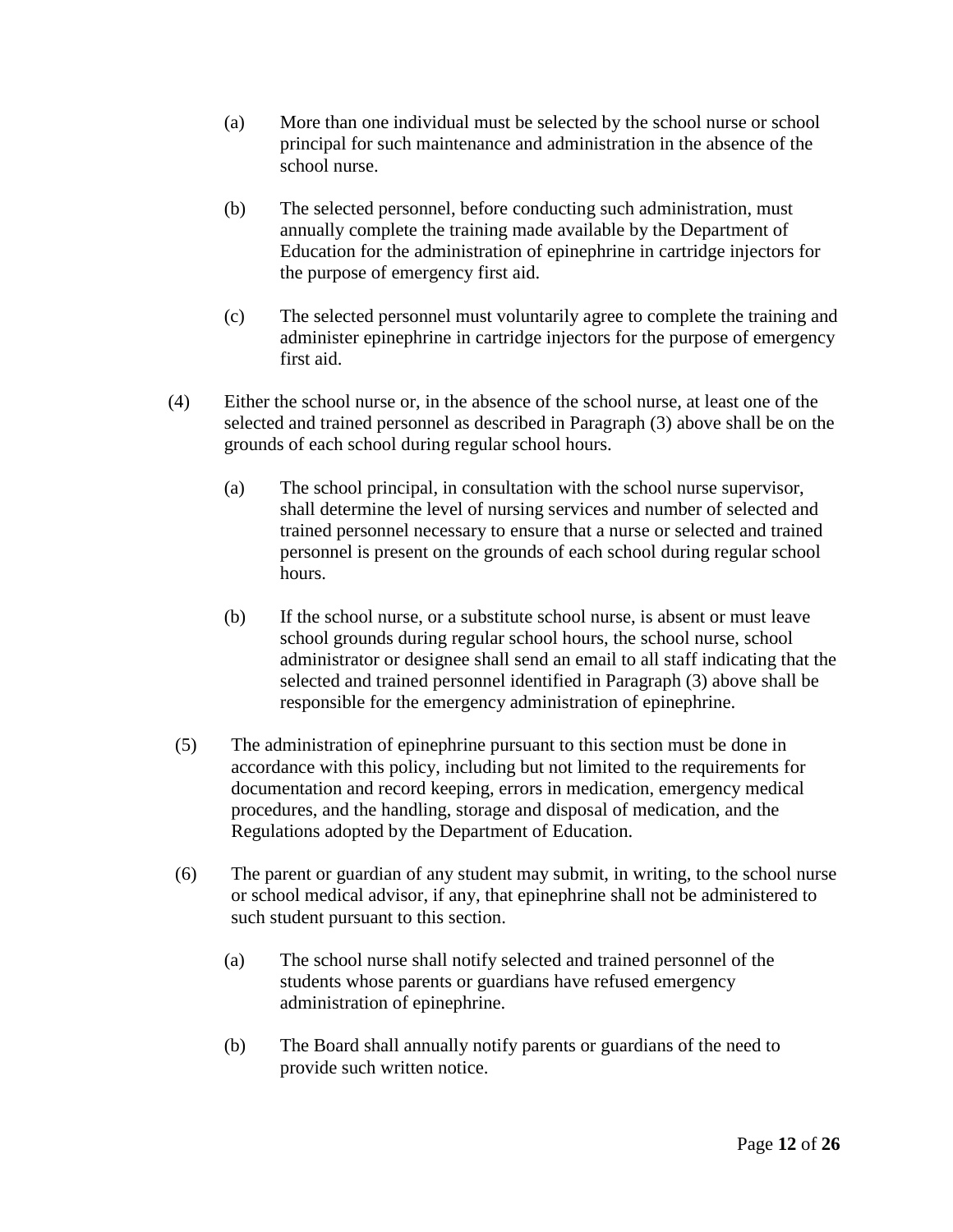(a) More than one individual must be selected by the school nurse or school principal for such maintenance and administration in the absence of the school nurse.

(b) The selected personnel, before conducting such administration, must annually complete the training made available by the Department of Education for the administration of epinephrine in cartridge injectors for the purpose of emergency first aid.

(c) The selected personnel must voluntarily agree to complete the training and administer epinephrine in cartridge injectors for the purpose of emergency first aid.

(4) Either the school nurse or, in the absence of the school nurse, at least one of the selected and trained personnel as described in Paragraph (3) above shall be on the grounds of each school during regular school hours.

(a) The school principal, in consultation with the school nurse supervisor, shall determine the level of nursing services and number of selected and trained personnel necessary to ensure that a nurse or selected and trained personnel is present on the grounds of each school during regular school hours.

(b) If the school nurse, or a substitute school nurse, is absent or must leave school grounds during regular school hours, the school nurse, school administrator or designee shall send an email to all staff indicating that the selected and trained personnel identified in Paragraph (3) above shall be responsible for the emergency administration of epinephrine.

(5) The administration of epinephrine pursuant to this section must be done in accordance with this policy, including but not limited to the requirements for documentation and record keeping, errors in medication, emergency medical procedures, and the handling, storage and disposal of medication, and the Regulations adopted by the Department of Education.

(6) The parent or guardian of any student may submit, in writing, to the school nurse or school medical advisor, if any, that epinephrine shall not be administered to such student pursuant to this section.

(a) The school nurse shall notify selected and trained personnel of the students whose parents or guardians have refused emergency administration of epinephrine.

(b) The Board shall annually notify parents or guardians of the need to provide such written notice.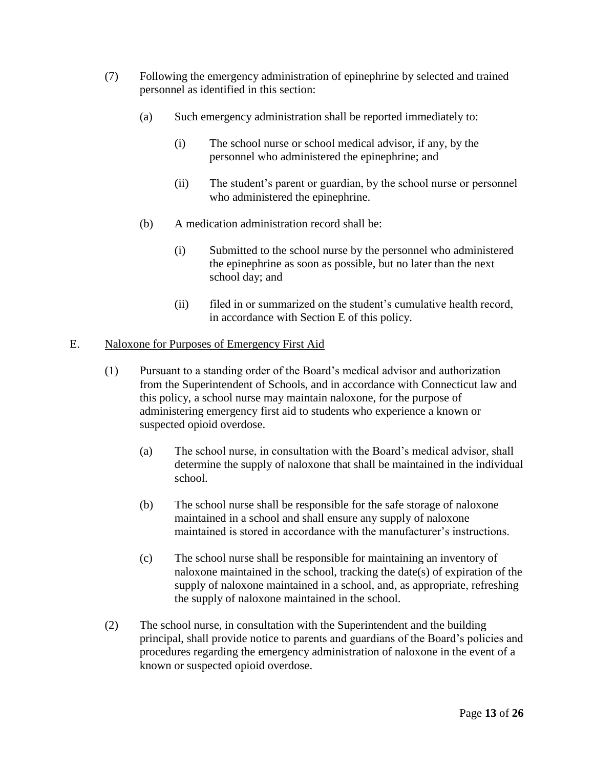(7) Following the emergency administration of epinephrine by selected and trained personnel as identified in this section:

  (a) Such emergency administration shall be reported immediately to:

    (i) The school nurse or school medical advisor, if any, by the personnel who administered the epinephrine; and

    (ii) The student's parent or guardian, by the school nurse or personnel who administered the epinephrine.

  (b) A medication administration record shall be:

    (i) Submitted to the school nurse by the personnel who administered the epinephrine as soon as possible, but no later than the next school day; and

    (ii) filed in or summarized on the student's cumulative health record, in accordance with Section E of this policy.

E. <u>Naloxone for Purposes of Emergency First Aid</u>

(1) Pursuant to a standing order of the Board's medical advisor and authorization from the Superintendent of Schools, and in accordance with Connecticut law and this policy, a school nurse may maintain naloxone, for the purpose of administering emergency first aid to students who experience a known or suspected opioid overdose.

  (a) The school nurse, in consultation with the Board's medical advisor, shall determine the supply of naloxone that shall be maintained in the individual school.

  (b) The school nurse shall be responsible for the safe storage of naloxone maintained in a school and shall ensure any supply of naloxone maintained is stored in accordance with the manufacturer's instructions.

  (c) The school nurse shall be responsible for maintaining an inventory of naloxone maintained in the school, tracking the date(s) of expiration of the supply of naloxone maintained in a school, and, as appropriate, refreshing the supply of naloxone maintained in the school.

(2) The school nurse, in consultation with the Superintendent and the building principal, shall provide notice to parents and guardians of the Board's policies and procedures regarding the emergency administration of naloxone in the event of a known or suspected opioid overdose.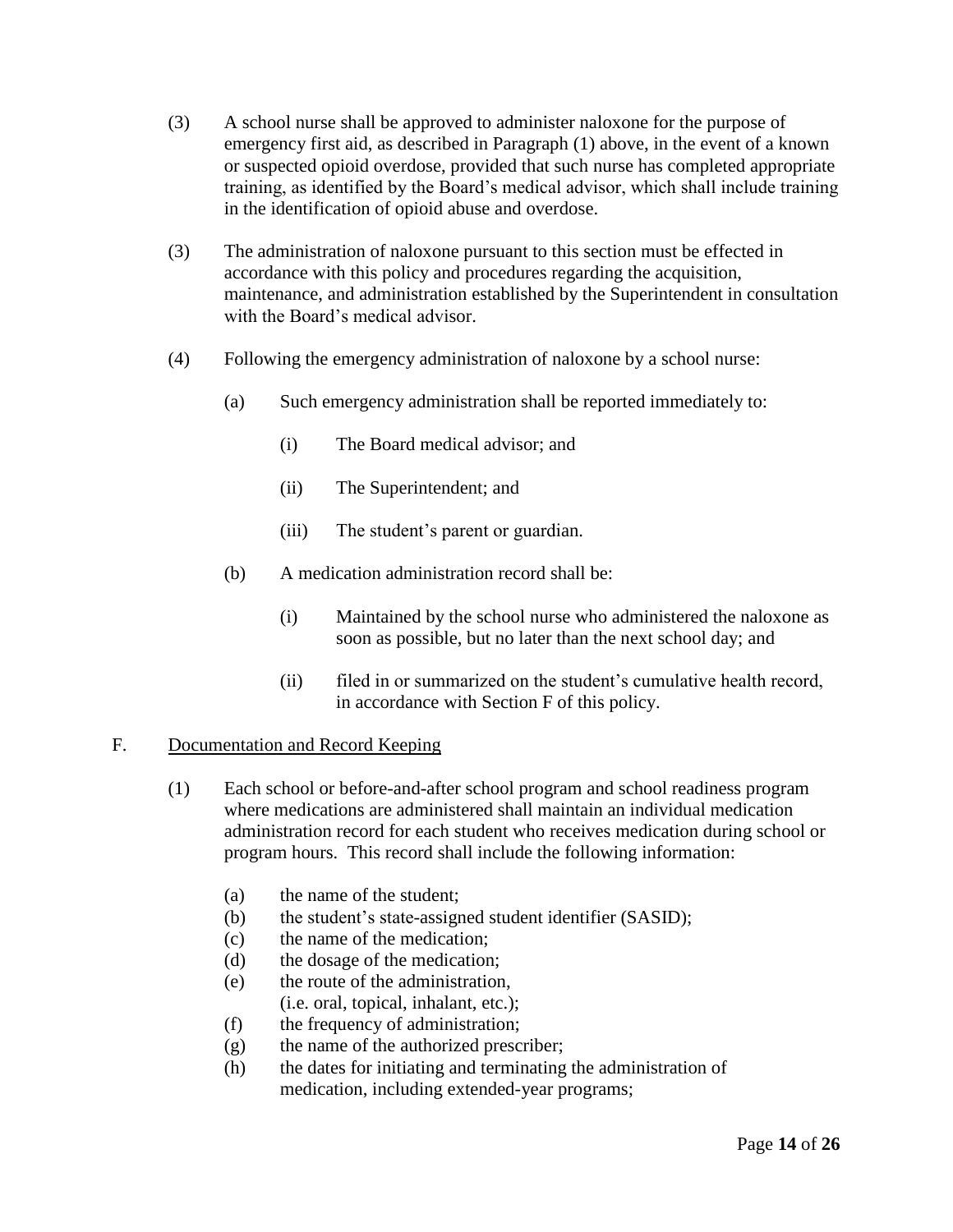(3) A school nurse shall be approved to administer naloxone for the purpose of emergency first aid, as described in Paragraph (1) above, in the event of a known or suspected opioid overdose, provided that such nurse has completed appropriate training, as identified by the Board's medical advisor, which shall include training in the identification of opioid abuse and overdose.

(3) The administration of naloxone pursuant to this section must be effected in accordance with this policy and procedures regarding the acquisition, maintenance, and administration established by the Superintendent in consultation with the Board's medical advisor.

(4) Following the emergency administration of naloxone by a school nurse:

   (a) Such emergency administration shall be reported immediately to:

      (i) The Board medical advisor; and

      (ii) The Superintendent; and

      (iii) The student's parent or guardian.

   (b) A medication administration record shall be:

      (i) Maintained by the school nurse who administered the naloxone as soon as possible, but no later than the next school day; and

      (ii) filed in or summarized on the student's cumulative health record, in accordance with Section F of this policy.

F. <u>Documentation and Record Keeping</u>

(1) Each school or before-and-after school program and school readiness program where medications are administered shall maintain an individual medication administration record for each student who receives medication during school or program hours. This record shall include the following information:

   (a) the name of the student;
   (b) the student's state-assigned student identifier (SASID);
   (c) the name of the medication;
   (d) the dosage of the medication;
   (e) the route of the administration, (i.e. oral, topical, inhalant, etc.);
   (f) the frequency of administration;
   (g) the name of the authorized prescriber;
   (h) the dates for initiating and terminating the administration of medication, including extended-year programs;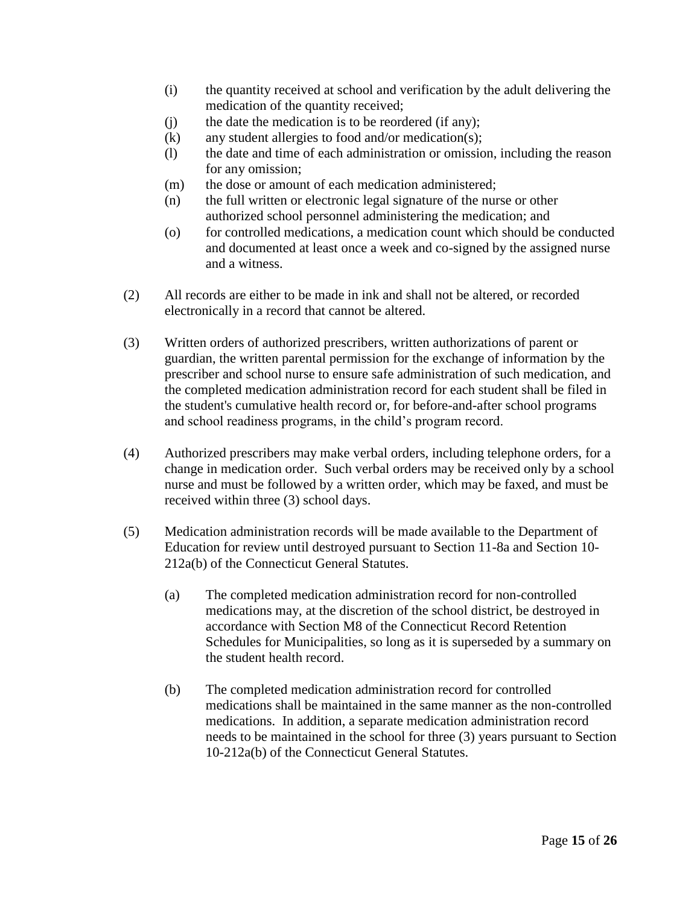(i) the quantity received at school and verification by the adult delivering the medication of the quantity received;

(j) the date the medication is to be reordered (if any);

(k) any student allergies to food and/or medication(s);

(l) the date and time of each administration or omission, including the reason for any omission;

(m) the dose or amount of each medication administered;

(n) the full written or electronic legal signature of the nurse or other authorized school personnel administering the medication; and

(o) for controlled medications, a medication count which should be conducted and documented at least once a week and co-signed by the assigned nurse and a witness.

(2) All records are either to be made in ink and shall not be altered, or recorded electronically in a record that cannot be altered.

(3) Written orders of authorized prescribers, written authorizations of parent or guardian, the written parental permission for the exchange of information by the prescriber and school nurse to ensure safe administration of such medication, and the completed medication administration record for each student shall be filed in the student's cumulative health record or, for before-and-after school programs and school readiness programs, in the child's program record.

(4) Authorized prescribers may make verbal orders, including telephone orders, for a change in medication order. Such verbal orders may be received only by a school nurse and must be followed by a written order, which may be faxed, and must be received within three (3) school days.

(5) Medication administration records will be made available to the Department of Education for review until destroyed pursuant to Section 11-8a and Section 10-212a(b) of the Connecticut General Statutes.

  (a) The completed medication administration record for non-controlled medications may, at the discretion of the school district, be destroyed in accordance with Section M8 of the Connecticut Record Retention Schedules for Municipalities, so long as it is superseded by a summary on the student health record.

  (b) The completed medication administration record for controlled medications shall be maintained in the same manner as the non-controlled medications. In addition, a separate medication administration record needs to be maintained in the school for three (3) years pursuant to Section 10-212a(b) of the Connecticut General Statutes.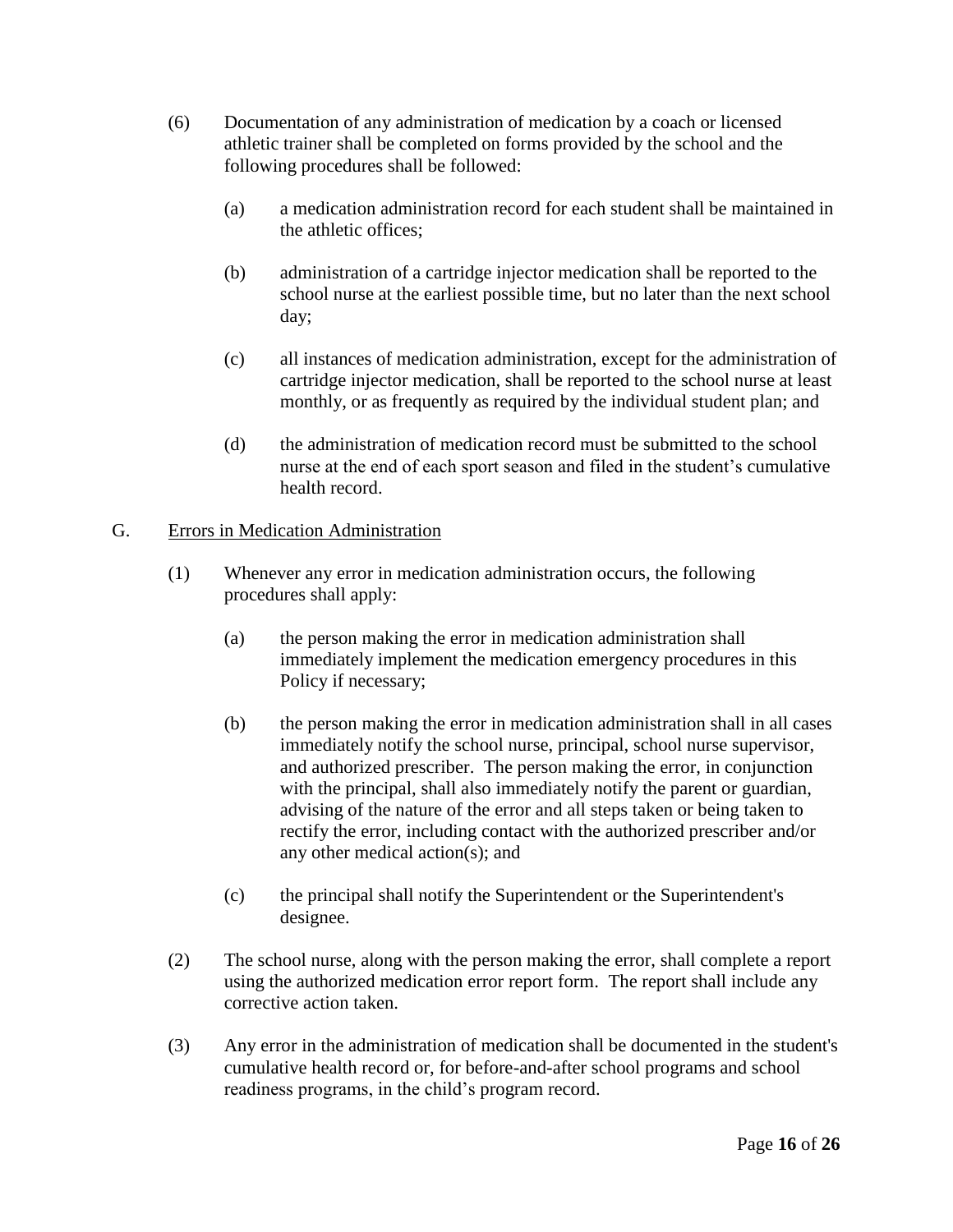(6) Documentation of any administration of medication by a coach or licensed athletic trainer shall be completed on forms provided by the school and the following procedures shall be followed:

   (a) a medication administration record for each student shall be maintained in the athletic offices;

   (b) administration of a cartridge injector medication shall be reported to the school nurse at the earliest possible time, but no later than the next school day;

   (c) all instances of medication administration, except for the administration of cartridge injector medication, shall be reported to the school nurse at least monthly, or as frequently as required by the individual student plan; and

   (d) the administration of medication record must be submitted to the school nurse at the end of each sport season and filed in the student's cumulative health record.

G. Errors in Medication Administration

(1) Whenever any error in medication administration occurs, the following procedures shall apply:

   (a) the person making the error in medication administration shall immediately implement the medication emergency procedures in this Policy if necessary;

   (b) the person making the error in medication administration shall in all cases immediately notify the school nurse, principal, school nurse supervisor, and authorized prescriber. The person making the error, in conjunction with the principal, shall also immediately notify the parent or guardian, advising of the nature of the error and all steps taken or being taken to rectify the error, including contact with the authorized prescriber and/or any other medical action(s); and

   (c) the principal shall notify the Superintendent or the Superintendent's designee.

(2) The school nurse, along with the person making the error, shall complete a report using the authorized medication error report form. The report shall include any corrective action taken.

(3) Any error in the administration of medication shall be documented in the student's cumulative health record or, for before-and-after school programs and school readiness programs, in the child's program record.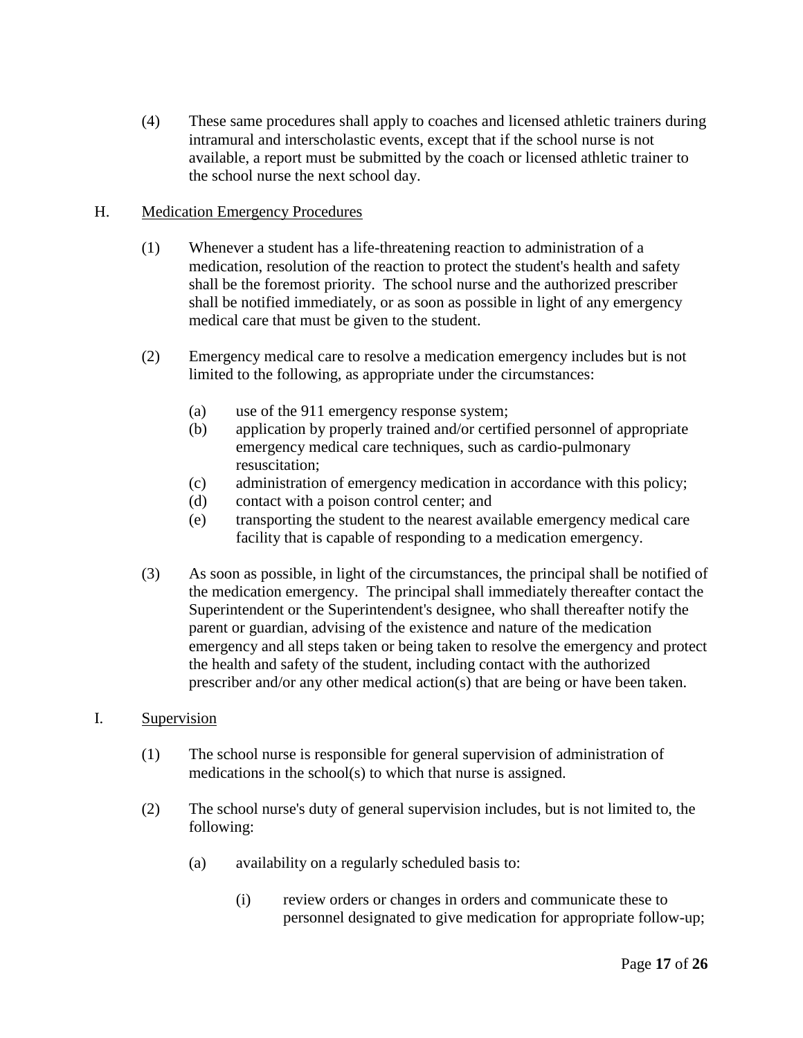(4) These same procedures shall apply to coaches and licensed athletic trainers during intramural and interscholastic events, except that if the school nurse is not available, a report must be submitted by the coach or licensed athletic trainer to the school nurse the next school day.

H. <u>Medication Emergency Procedures</u>

(1) Whenever a student has a life-threatening reaction to administration of a medication, resolution of the reaction to protect the student's health and safety shall be the foremost priority. The school nurse and the authorized prescriber shall be notified immediately, or as soon as possible in light of any emergency medical care that must be given to the student.

(2) Emergency medical care to resolve a medication emergency includes but is not limited to the following, as appropriate under the circumstances:

- (a) use of the 911 emergency response system;
- (b) application by properly trained and/or certified personnel of appropriate emergency medical care techniques, such as cardio-pulmonary resuscitation;
- (c) administration of emergency medication in accordance with this policy;
- (d) contact with a poison control center; and
- (e) transporting the student to the nearest available emergency medical care facility that is capable of responding to a medication emergency.

(3) As soon as possible, in light of the circumstances, the principal shall be notified of the medication emergency. The principal shall immediately thereafter contact the Superintendent or the Superintendent's designee, who shall thereafter notify the parent or guardian, advising of the existence and nature of the medication emergency and all steps taken or being taken to resolve the emergency and protect the health and safety of the student, including contact with the authorized prescriber and/or any other medical action(s) that are being or have been taken.

I. <u>Supervision</u>

(1) The school nurse is responsible for general supervision of administration of medications in the school(s) to which that nurse is assigned.

(2) The school nurse's duty of general supervision includes, but is not limited to, the following:

- (a) availability on a regularly scheduled basis to:
  - (i) review orders or changes in orders and communicate these to personnel designated to give medication for appropriate follow-up;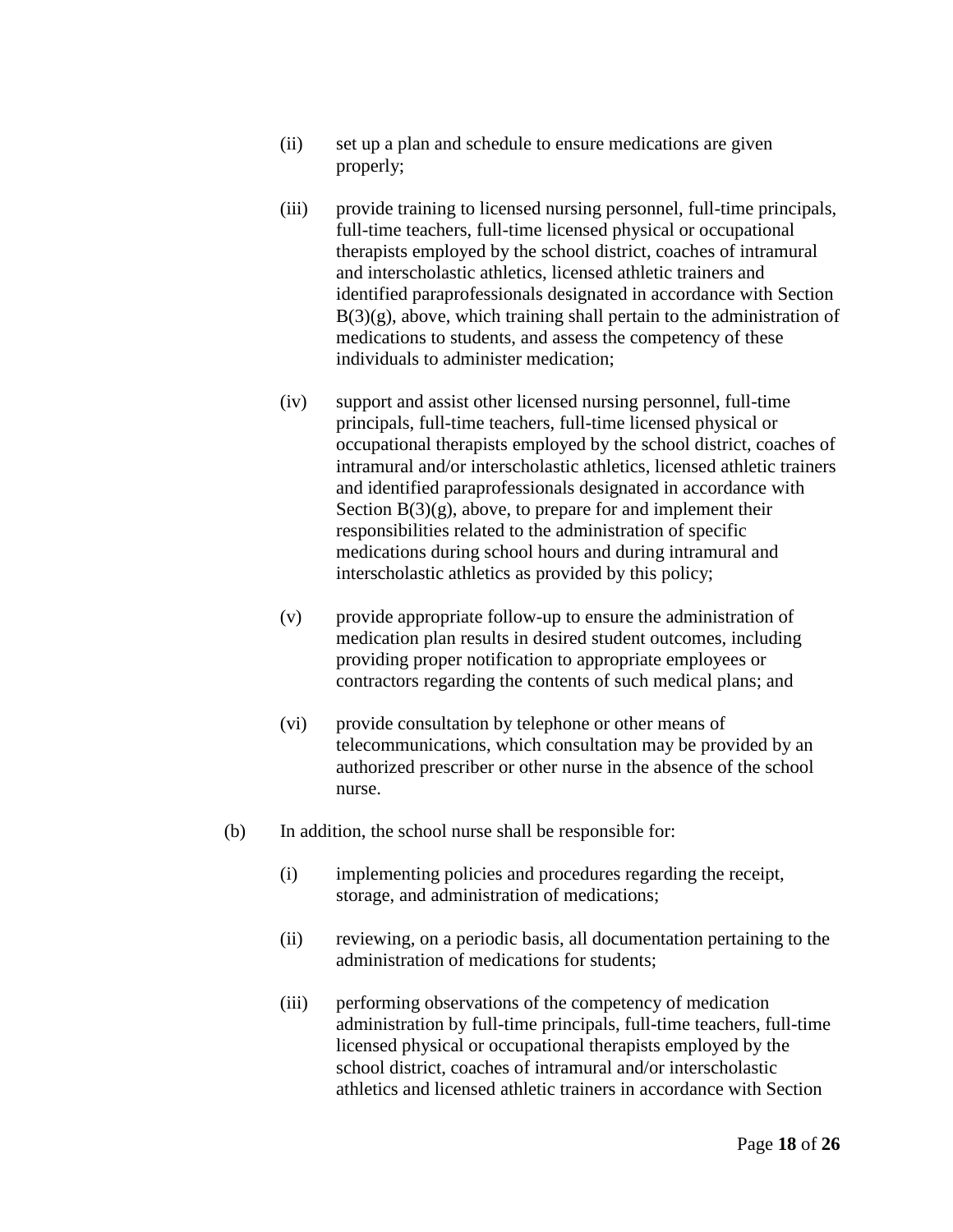(ii) set up a plan and schedule to ensure medications are given properly;

(iii) provide training to licensed nursing personnel, full-time principals, full-time teachers, full-time licensed physical or occupational therapists employed by the school district, coaches of intramural and interscholastic athletics, licensed athletic trainers and identified paraprofessionals designated in accordance with Section B(3)(g), above, which training shall pertain to the administration of medications to students, and assess the competency of these individuals to administer medication;

(iv) support and assist other licensed nursing personnel, full-time principals, full-time teachers, full-time licensed physical or occupational therapists employed by the school district, coaches of intramural and/or interscholastic athletics, licensed athletic trainers and identified paraprofessionals designated in accordance with Section B(3)(g), above, to prepare for and implement their responsibilities related to the administration of specific medications during school hours and during intramural and interscholastic athletics as provided by this policy;

(v) provide appropriate follow-up to ensure the administration of medication plan results in desired student outcomes, including providing proper notification to appropriate employees or contractors regarding the contents of such medical plans; and

(vi) provide consultation by telephone or other means of telecommunications, which consultation may be provided by an authorized prescriber or other nurse in the absence of the school nurse.

(b) In addition, the school nurse shall be responsible for:

(i) implementing policies and procedures regarding the receipt, storage, and administration of medications;

(ii) reviewing, on a periodic basis, all documentation pertaining to the administration of medications for students;

(iii) performing observations of the competency of medication administration by full-time principals, full-time teachers, full-time licensed physical or occupational therapists employed by the school district, coaches of intramural and/or interscholastic athletics and licensed athletic trainers in accordance with Section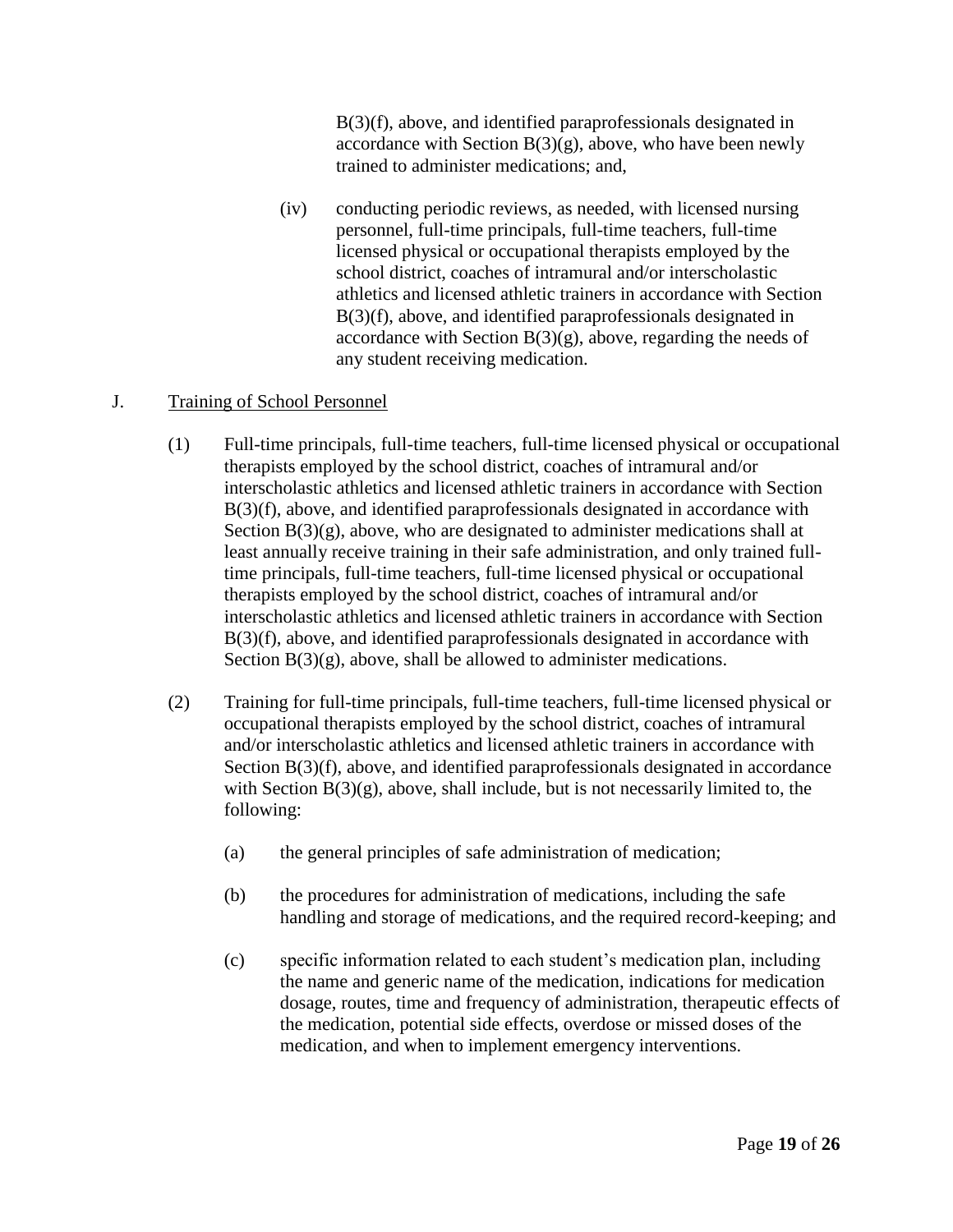B(3)(f), above, and identified paraprofessionals designated in accordance with Section B(3)(g), above, who have been newly trained to administer medications; and,

(iv) conducting periodic reviews, as needed, with licensed nursing personnel, full-time principals, full-time teachers, full-time licensed physical or occupational therapists employed by the school district, coaches of intramural and/or interscholastic athletics and licensed athletic trainers in accordance with Section B(3)(f), above, and identified paraprofessionals designated in accordance with Section B(3)(g), above, regarding the needs of any student receiving medication.

J. <u>Training of School Personnel</u>

(1) Full-time principals, full-time teachers, full-time licensed physical or occupational therapists employed by the school district, coaches of intramural and/or interscholastic athletics and licensed athletic trainers in accordance with Section B(3)(f), above, and identified paraprofessionals designated in accordance with Section B(3)(g), above, who are designated to administer medications shall at least annually receive training in their safe administration, and only trained full-time principals, full-time teachers, full-time licensed physical or occupational therapists employed by the school district, coaches of intramural and/or interscholastic athletics and licensed athletic trainers in accordance with Section B(3)(f), above, and identified paraprofessionals designated in accordance with Section B(3)(g), above, shall be allowed to administer medications.

(2) Training for full-time principals, full-time teachers, full-time licensed physical or occupational therapists employed by the school district, coaches of intramural and/or interscholastic athletics and licensed athletic trainers in accordance with Section B(3)(f), above, and identified paraprofessionals designated in accordance with Section B(3)(g), above, shall include, but is not necessarily limited to, the following:

(a) the general principles of safe administration of medication;

(b) the procedures for administration of medications, including the safe handling and storage of medications, and the required record-keeping; and

(c) specific information related to each student's medication plan, including the name and generic name of the medication, indications for medication dosage, routes, time and frequency of administration, therapeutic effects of the medication, potential side effects, overdose or missed doses of the medication, and when to implement emergency interventions.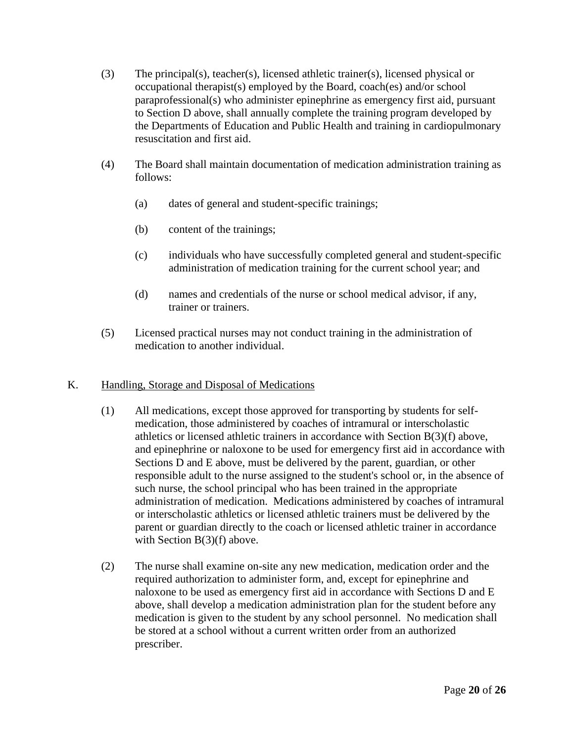(3) The principal(s), teacher(s), licensed athletic trainer(s), licensed physical or occupational therapist(s) employed by the Board, coach(es) and/or school paraprofessional(s) who administer epinephrine as emergency first aid, pursuant to Section D above, shall annually complete the training program developed by the Departments of Education and Public Health and training in cardiopulmonary resuscitation and first aid.

(4) The Board shall maintain documentation of medication administration training as follows:

(a) dates of general and student-specific trainings;

(b) content of the trainings;

(c) individuals who have successfully completed general and student-specific administration of medication training for the current school year; and

(d) names and credentials of the nurse or school medical advisor, if any, trainer or trainers.

(5) Licensed practical nurses may not conduct training in the administration of medication to another individual.

K. <u>Handling, Storage and Disposal of Medications</u>

(1) All medications, except those approved for transporting by students for self-medication, those administered by coaches of intramural or interscholastic athletics or licensed athletic trainers in accordance with Section B(3)(f) above, and epinephrine or naloxone to be used for emergency first aid in accordance with Sections D and E above, must be delivered by the parent, guardian, or other responsible adult to the nurse assigned to the student's school or, in the absence of such nurse, the school principal who has been trained in the appropriate administration of medication. Medications administered by coaches of intramural or interscholastic athletics or licensed athletic trainers must be delivered by the parent or guardian directly to the coach or licensed athletic trainer in accordance with Section B(3)(f) above.

(2) The nurse shall examine on-site any new medication, medication order and the required authorization to administer form, and, except for epinephrine and naloxone to be used as emergency first aid in accordance with Sections D and E above, shall develop a medication administration plan for the student before any medication is given to the student by any school personnel. No medication shall be stored at a school without a current written order from an authorized prescriber.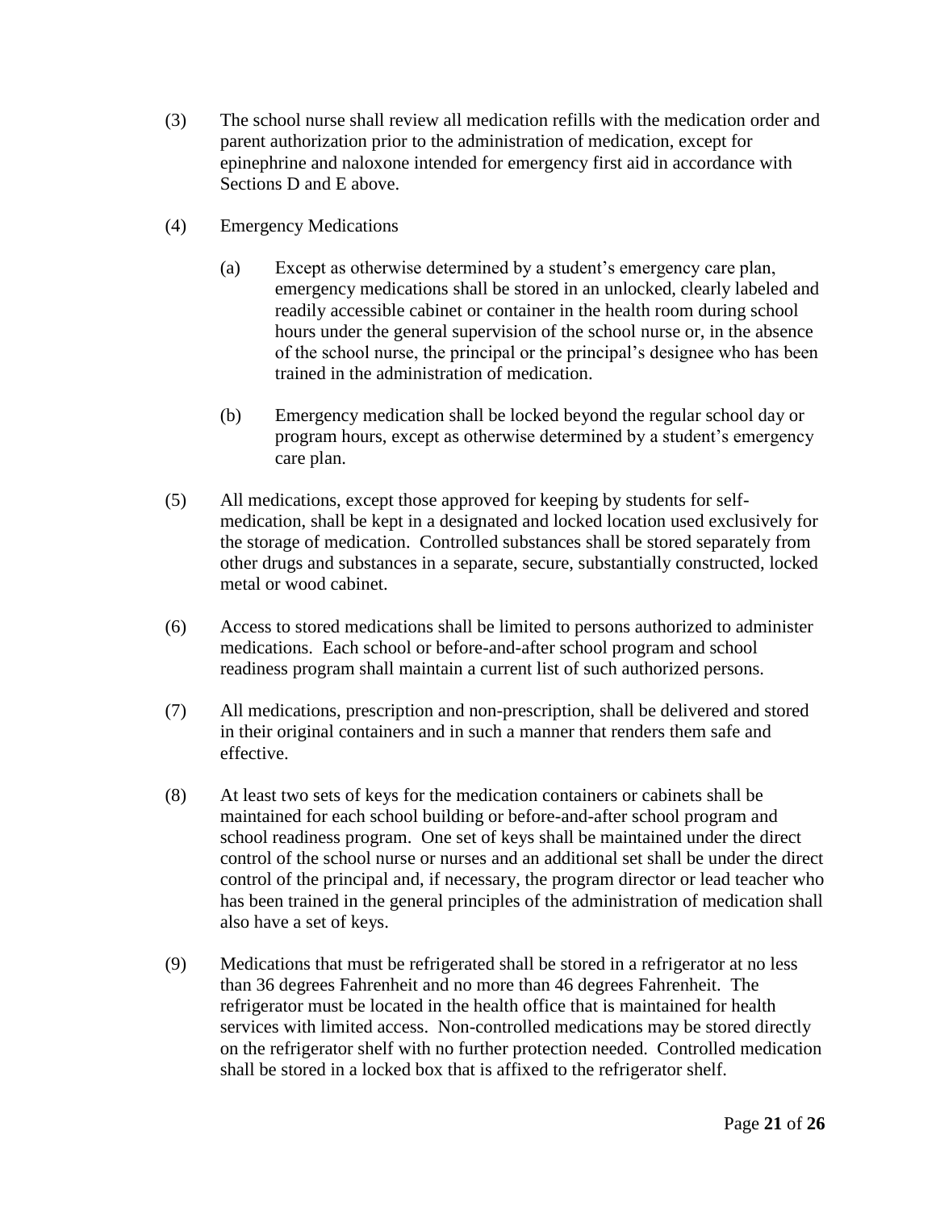(3) The school nurse shall review all medication refills with the medication order and parent authorization prior to the administration of medication, except for epinephrine and naloxone intended for emergency first aid in accordance with Sections D and E above.

(4) Emergency Medications

  (a) Except as otherwise determined by a student's emergency care plan, emergency medications shall be stored in an unlocked, clearly labeled and readily accessible cabinet or container in the health room during school hours under the general supervision of the school nurse or, in the absence of the school nurse, the principal or the principal's designee who has been trained in the administration of medication.

  (b) Emergency medication shall be locked beyond the regular school day or program hours, except as otherwise determined by a student's emergency care plan.

(5) All medications, except those approved for keeping by students for self-medication, shall be kept in a designated and locked location used exclusively for the storage of medication. Controlled substances shall be stored separately from other drugs and substances in a separate, secure, substantially constructed, locked metal or wood cabinet.

(6) Access to stored medications shall be limited to persons authorized to administer medications. Each school or before-and-after school program and school readiness program shall maintain a current list of such authorized persons.

(7) All medications, prescription and non-prescription, shall be delivered and stored in their original containers and in such a manner that renders them safe and effective.

(8) At least two sets of keys for the medication containers or cabinets shall be maintained for each school building or before-and-after school program and school readiness program. One set of keys shall be maintained under the direct control of the school nurse or nurses and an additional set shall be under the direct control of the principal and, if necessary, the program director or lead teacher who has been trained in the general principles of the administration of medication shall also have a set of keys.

(9) Medications that must be refrigerated shall be stored in a refrigerator at no less than 36 degrees Fahrenheit and no more than 46 degrees Fahrenheit. The refrigerator must be located in the health office that is maintained for health services with limited access. Non-controlled medications may be stored directly on the refrigerator shelf with no further protection needed. Controlled medication shall be stored in a locked box that is affixed to the refrigerator shelf.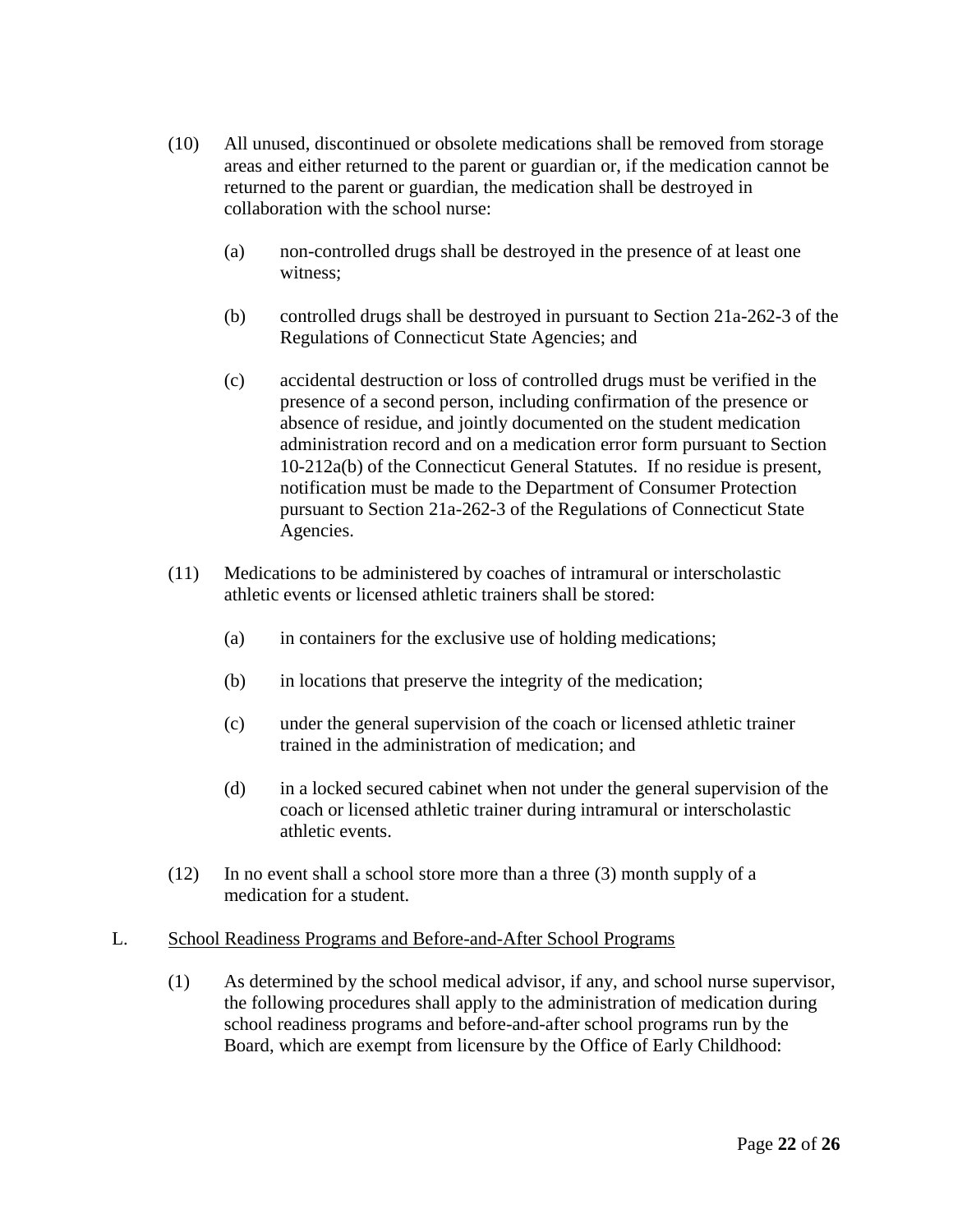(10) All unused, discontinued or obsolete medications shall be removed from storage areas and either returned to the parent or guardian or, if the medication cannot be returned to the parent or guardian, the medication shall be destroyed in collaboration with the school nurse:

  (a) non-controlled drugs shall be destroyed in the presence of at least one witness;

  (b) controlled drugs shall be destroyed in pursuant to Section 21a-262-3 of the Regulations of Connecticut State Agencies; and

  (c) accidental destruction or loss of controlled drugs must be verified in the presence of a second person, including confirmation of the presence or absence of residue, and jointly documented on the student medication administration record and on a medication error form pursuant to Section 10-212a(b) of the Connecticut General Statutes. If no residue is present, notification must be made to the Department of Consumer Protection pursuant to Section 21a-262-3 of the Regulations of Connecticut State Agencies.

(11) Medications to be administered by coaches of intramural or interscholastic athletic events or licensed athletic trainers shall be stored:

  (a) in containers for the exclusive use of holding medications;

  (b) in locations that preserve the integrity of the medication;

  (c) under the general supervision of the coach or licensed athletic trainer trained in the administration of medication; and

  (d) in a locked secured cabinet when not under the general supervision of the coach or licensed athletic trainer during intramural or interscholastic athletic events.

(12) In no event shall a school store more than a three (3) month supply of a medication for a student.

L. <u>School Readiness Programs and Before-and-After School Programs</u>

(1) As determined by the school medical advisor, if any, and school nurse supervisor, the following procedures shall apply to the administration of medication during school readiness programs and before-and-after school programs run by the Board, which are exempt from licensure by the Office of Early Childhood: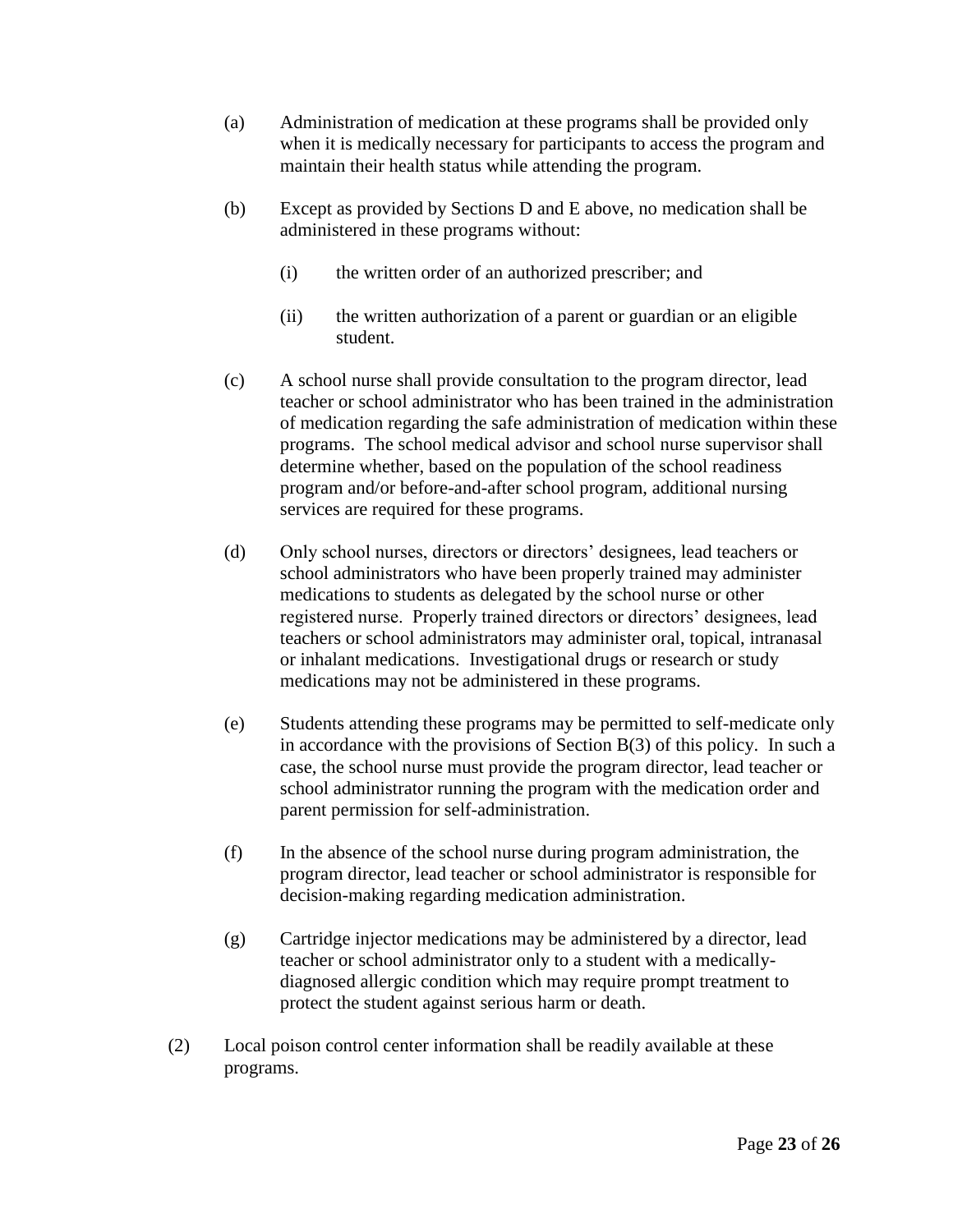(a) Administration of medication at these programs shall be provided only when it is medically necessary for participants to access the program and maintain their health status while attending the program.

(b) Except as provided by Sections D and E above, no medication shall be administered in these programs without:

   (i) the written order of an authorized prescriber; and

   (ii) the written authorization of a parent or guardian or an eligible student.

(c) A school nurse shall provide consultation to the program director, lead teacher or school administrator who has been trained in the administration of medication regarding the safe administration of medication within these programs. The school medical advisor and school nurse supervisor shall determine whether, based on the population of the school readiness program and/or before-and-after school program, additional nursing services are required for these programs.

(d) Only school nurses, directors or directors' designees, lead teachers or school administrators who have been properly trained may administer medications to students as delegated by the school nurse or other registered nurse. Properly trained directors or directors' designees, lead teachers or school administrators may administer oral, topical, intranasal or inhalant medications. Investigational drugs or research or study medications may not be administered in these programs.

(e) Students attending these programs may be permitted to self-medicate only in accordance with the provisions of Section B(3) of this policy. In such a case, the school nurse must provide the program director, lead teacher or school administrator running the program with the medication order and parent permission for self-administration.

(f) In the absence of the school nurse during program administration, the program director, lead teacher or school administrator is responsible for decision-making regarding medication administration.

(g) Cartridge injector medications may be administered by a director, lead teacher or school administrator only to a student with a medically-diagnosed allergic condition which may require prompt treatment to protect the student against serious harm or death.

(2) Local poison control center information shall be readily available at these programs.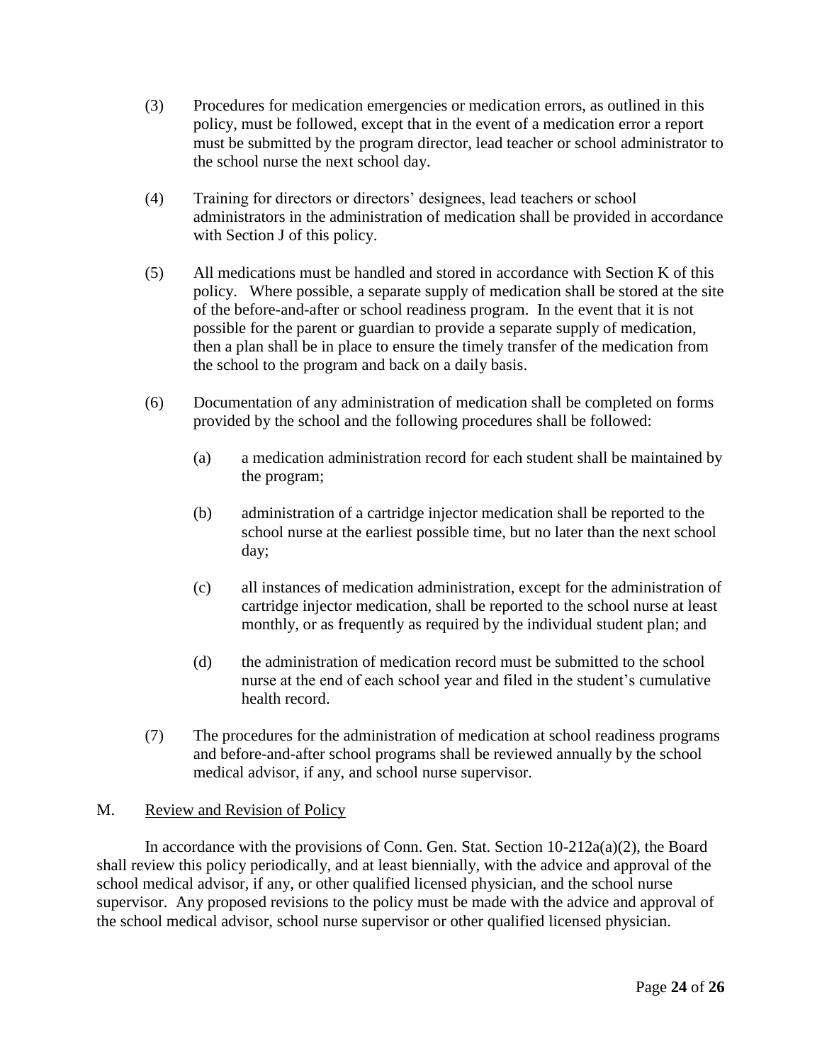(3) Procedures for medication emergencies or medication errors, as outlined in this policy, must be followed, except that in the event of a medication error a report must be submitted by the program director, lead teacher or school administrator to the school nurse the next school day.

(4) Training for directors or directors' designees, lead teachers or school administrators in the administration of medication shall be provided in accordance with Section J of this policy.

(5) All medications must be handled and stored in accordance with Section K of this policy. Where possible, a separate supply of medication shall be stored at the site of the before-and-after or school readiness program. In the event that it is not possible for the parent or guardian to provide a separate supply of medication, then a plan shall be in place to ensure the timely transfer of the medication from the school to the program and back on a daily basis.

(6) Documentation of any administration of medication shall be completed on forms provided by the school and the following procedures shall be followed:

   (a) a medication administration record for each student shall be maintained by the program;

   (b) administration of a cartridge injector medication shall be reported to the school nurse at the earliest possible time, but no later than the next school day;

   (c) all instances of medication administration, except for the administration of cartridge injector medication, shall be reported to the school nurse at least monthly, or as frequently as required by the individual student plan; and

   (d) the administration of medication record must be submitted to the school nurse at the end of each school year and filed in the student's cumulative health record.

(7) The procedures for the administration of medication at school readiness programs and before-and-after school programs shall be reviewed annually by the school medical advisor, if any, and school nurse supervisor.

## M. Review and Revision of Policy

In accordance with the provisions of Conn. Gen. Stat. Section 10-212a(a)(2), the Board shall review this policy periodically, and at least biennially, with the advice and approval of the school medical advisor, if any, or other qualified licensed physician, and the school nurse supervisor. Any proposed revisions to the policy must be made with the advice and approval of the school medical advisor, school nurse supervisor or other qualified licensed physician.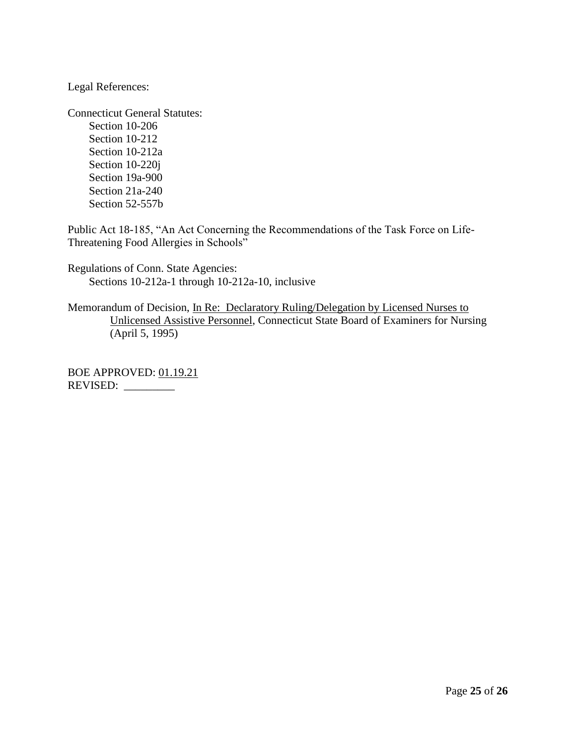Legal References:

Connecticut General Statutes:

- Section 10-206
- Section 10-212
- Section 10-212a
- Section 10-220j
- Section 19a-900
- Section 21a-240
- Section 52-557b

Public Act 18-185, "An Act Concerning the Recommendations of the Task Force on Life-Threatening Food Allergies in Schools"

Regulations of Conn. State Agencies:

- Sections 10-212a-1 through 10-212a-10, inclusive

Memorandum of Decision, In Re: Declaratory Ruling/Delegation by Licensed Nurses to Unlicensed Assistive Personnel, Connecticut State Board of Examiners for Nursing (April 5, 1995)

BOE APPROVED: 01.19.21
REVISED: _________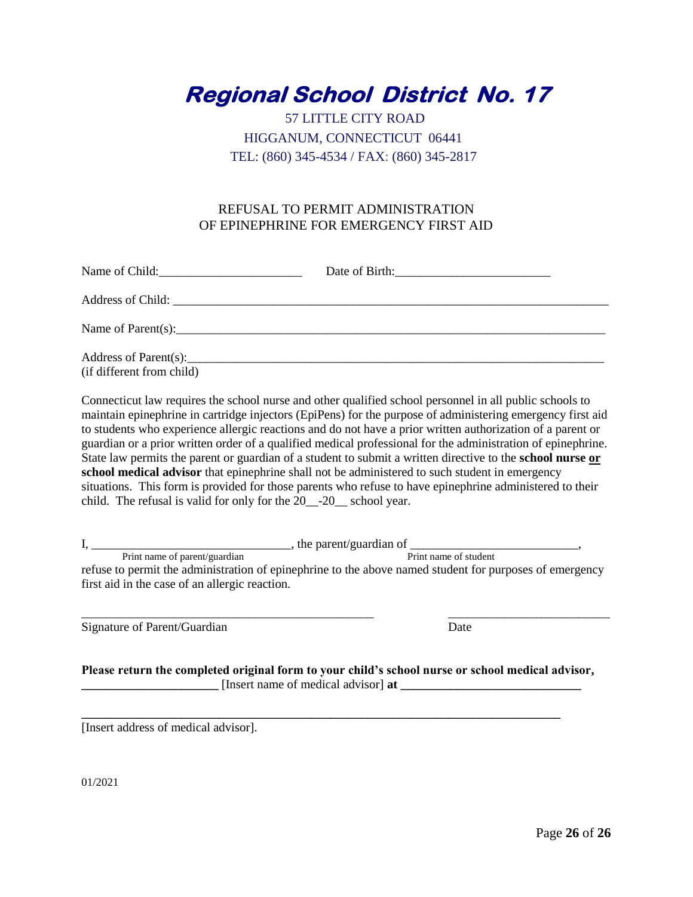# Regional School District No. 17

57 LITTLE CITY ROAD
HIGGANUM, CONNECTICUT 06441
TEL: (860) 345-4534 / FAX: (860) 345-2817

REFUSAL TO PERMIT ADMINISTRATION
OF EPINEPHRINE FOR EMERGENCY FIRST AID

Name of Child:_______________________ Date of Birth:_________________________

Address of Child: ______________________________________________________________________

Name of Parent(s):______________________________________________________________________

Address of Parent(s):____________________________________________________________________
(if different from child)

Connecticut law requires the school nurse and other qualified school personnel in all public schools to maintain epinephrine in cartridge injectors (EpiPens) for the purpose of administering emergency first aid to students who experience allergic reactions and do not have a prior written authorization of a parent or guardian or a prior written order of a qualified medical professional for the administration of epinephrine. State law permits the parent or guardian of a student to submit a written directive to the **school nurse <u>or</u> school medical advisor** that epinephrine shall not be administered to such student in emergency situations. This form is provided for those parents who refuse to have epinephrine administered to their child. The refusal is valid for only for the 20__-20__ school year.

I, ________________________________, the parent/guardian of ___________________________,
Print name of parent/guardian Print name of student
refuse to permit the administration of epinephrine to the above named student for purposes of emergency first aid in the case of an allergic reaction.

_______________________________________________ __________________________
Signature of Parent/Guardian Date

**Please return the completed original form to your child's school nurse or school medical advisor, ______________________** [Insert name of medical advisor] **at _____________________________**

**___________________________________________________________________________**
[Insert address of medical advisor].

01/2021